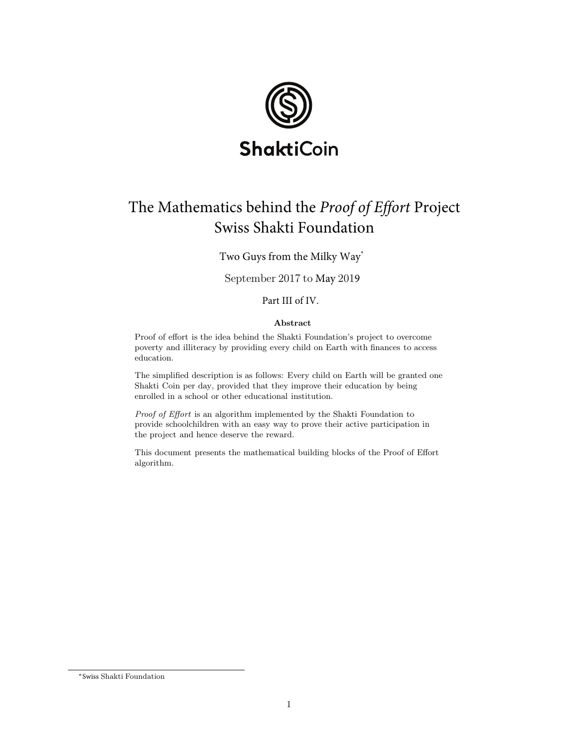ShaktiCoin

# The Mathematics behind the *Proof of Effort* Project
## Swiss Shakti Foundation

Two Guys from the Milky Way*

September 2017 to May 2019

Part III of IV.

**Abstract**

Proof of effort is the idea behind the Shakti Foundation's project to overcome poverty and illiteracy by providing every child on Earth with finances to access education.

The simplified description is as follows: Every child on Earth will be granted one Shakti Coin per day, provided that they improve their education by being enrolled in a school or other educational institution.

*Proof of Effort* is an algorithm implemented by the Shakti Foundation to provide schoolchildren with an easy way to prove their active participation in the project and hence deserve the reward.

This document presents the mathematical building blocks of the Proof of Effort algorithm.

*Swiss Shakti Foundation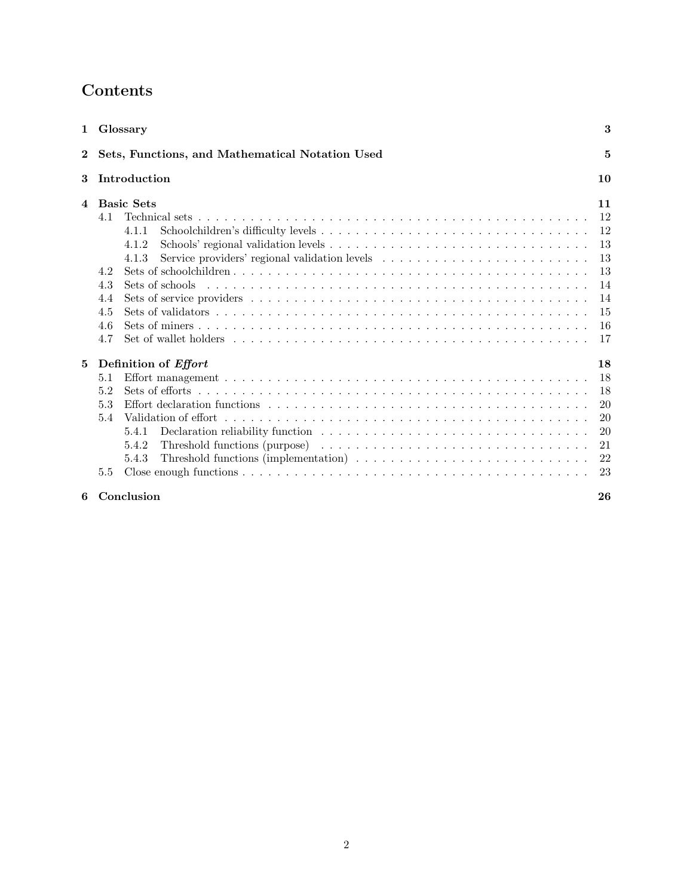# Contents

| | | |
|---|---|---|
| **1** | **Glossary** | **3** |
| **2** | **Sets, Functions, and Mathematical Notation Used** | **5** |
| **3** | **Introduction** | **10** |
| **4** | **Basic Sets** | **11** |
| 4.1 | Technical sets | 12 |
| 4.1.1 | Schoolchildren's difficulty levels | 12 |
| 4.1.2 | Schools' regional validation levels | 13 |
| 4.1.3 | Service providers' regional validation levels | 13 |
| 4.2 | Sets of schoolchildren | 13 |
| 4.3 | Sets of schools | 14 |
| 4.4 | Sets of service providers | 14 |
| 4.5 | Sets of validators | 15 |
| 4.6 | Sets of miners | 16 |
| 4.7 | Set of wallet holders | 17 |
| **5** | **Definition of *Effort*** | **18** |
| 5.1 | Effort management | 18 |
| 5.2 | Sets of efforts | 18 |
| 5.3 | Effort declaration functions | 20 |
| 5.4 | Validation of effort | 20 |
| 5.4.1 | Declaration reliability function | 20 |
| 5.4.2 | Threshold functions (purpose) | 21 |
| 5.4.3 | Threshold functions (implementation) | 22 |
| 5.5 | Close enough functions | 23 |
| **6** | **Conclusion** | **26** |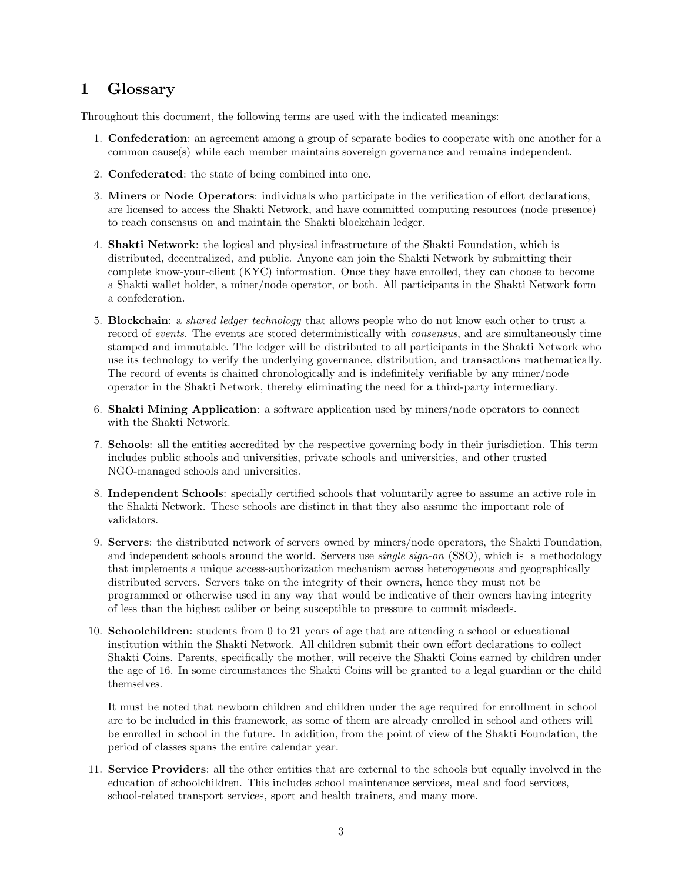# 1 Glossary

Throughout this document, the following terms are used with the indicated meanings:

1. **Confederation**: an agreement among a group of separate bodies to cooperate with one another for a common cause(s) while each member maintains sovereign governance and remains independent.
2. **Confederated**: the state of being combined into one.
3. **Miners** or **Node Operators**: individuals who participate in the verification of effort declarations, are licensed to access the Shakti Network, and have committed computing resources (node presence) to reach consensus on and maintain the Shakti blockchain ledger.
4. **Shakti Network**: the logical and physical infrastructure of the Shakti Foundation, which is distributed, decentralized, and public. Anyone can join the Shakti Network by submitting their complete know-your-client (KYC) information. Once they have enrolled, they can choose to become a Shakti wallet holder, a miner/node operator, or both. All participants in the Shakti Network form a confederation.
5. **Blockchain**: a *shared ledger technology* that allows people who do not know each other to trust a record of *events*. The events are stored deterministically with *consensus*, and are simultaneously time stamped and immutable. The ledger will be distributed to all participants in the Shakti Network who use its technology to verify the underlying governance, distribution, and transactions mathematically. The record of events is chained chronologically and is indefinitely verifiable by any miner/node operator in the Shakti Network, thereby eliminating the need for a third-party intermediary.
6. **Shakti Mining Application**: a software application used by miners/node operators to connect with the Shakti Network.
7. **Schools**: all the entities accredited by the respective governing body in their jurisdiction. This term includes public schools and universities, private schools and universities, and other trusted NGO-managed schools and universities.
8. **Independent Schools**: specially certified schools that voluntarily agree to assume an active role in the Shakti Network. These schools are distinct in that they also assume the important role of validators.
9. **Servers**: the distributed network of servers owned by miners/node operators, the Shakti Foundation, and independent schools around the world. Servers use *single sign-on* (SSO), which is a methodology that implements a unique access-authorization mechanism across heterogeneous and geographically distributed servers. Servers take on the integrity of their owners, hence they must not be programmed or otherwise used in any way that would be indicative of their owners having integrity of less than the highest caliber or being susceptible to pressure to commit misdeeds.
10. **Schoolchildren**: students from 0 to 21 years of age that are attending a school or educational institution within the Shakti Network. All children submit their own effort declarations to collect Shakti Coins. Parents, specifically the mother, will receive the Shakti Coins earned by children under the age of 16. In some circumstances the Shakti Coins will be granted to a legal guardian or the child themselves.

    It must be noted that newborn children and children under the age required for enrollment in school are to be included in this framework, as some of them are already enrolled in school and others will be enrolled in school in the future. In addition, from the point of view of the Shakti Foundation, the period of classes spans the entire calendar year.
11. **Service Providers**: all the other entities that are external to the schools but equally involved in the education of schoolchildren. This includes school maintenance services, meal and food services, school-related transport services, sport and health trainers, and many more.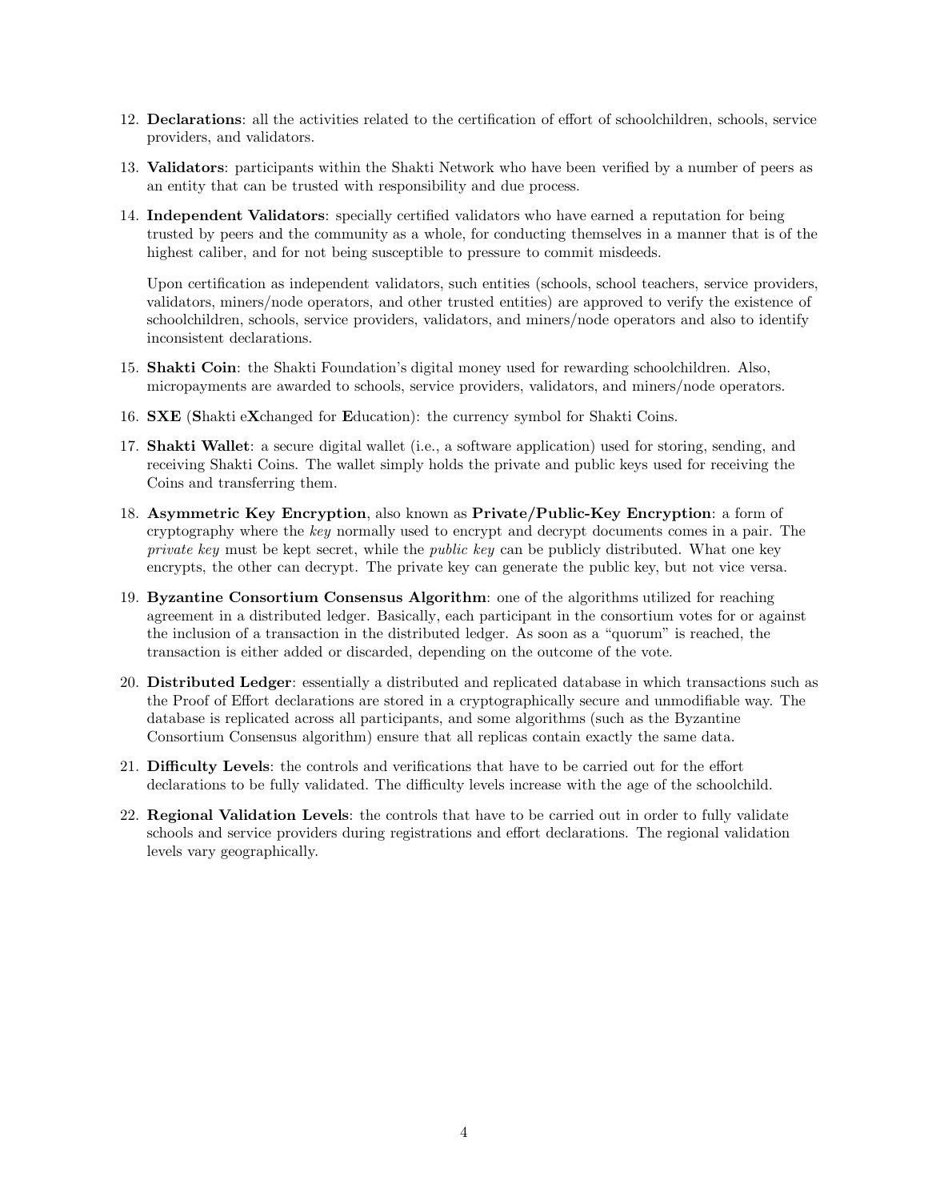12. **Declarations**: all the activities related to the certification of effort of schoolchildren, schools, service providers, and validators.

13. **Validators**: participants within the Shakti Network who have been verified by a number of peers as an entity that can be trusted with responsibility and due process.

14. **Independent Validators**: specially certified validators who have earned a reputation for being trusted by peers and the community as a whole, for conducting themselves in a manner that is of the highest caliber, and for not being susceptible to pressure to commit misdeeds.

    Upon certification as independent validators, such entities (schools, school teachers, service providers, validators, miners/node operators, and other trusted entities) are approved to verify the existence of schoolchildren, schools, service providers, validators, and miners/node operators and also to identify inconsistent declarations.

15. **Shakti Coin**: the Shakti Foundation's digital money used for rewarding schoolchildren. Also, micropayments are awarded to schools, service providers, validators, and miners/node operators.

16. **SXE** (**S**hakti e**X**changed for **E**ducation): the currency symbol for Shakti Coins.

17. **Shakti Wallet**: a secure digital wallet (i.e., a software application) used for storing, sending, and receiving Shakti Coins. The wallet simply holds the private and public keys used for receiving the Coins and transferring them.

18. **Asymmetric Key Encryption**, also known as **Private/Public-Key Encryption**: a form of cryptography where the *key* normally used to encrypt and decrypt documents comes in a pair. The *private key* must be kept secret, while the *public key* can be publicly distributed. What one key encrypts, the other can decrypt. The private key can generate the public key, but not vice versa.

19. **Byzantine Consortium Consensus Algorithm**: one of the algorithms utilized for reaching agreement in a distributed ledger. Basically, each participant in the consortium votes for or against the inclusion of a transaction in the distributed ledger. As soon as a "quorum" is reached, the transaction is either added or discarded, depending on the outcome of the vote.

20. **Distributed Ledger**: essentially a distributed and replicated database in which transactions such as the Proof of Effort declarations are stored in a cryptographically secure and unmodifiable way. The database is replicated across all participants, and some algorithms (such as the Byzantine Consortium Consensus algorithm) ensure that all replicas contain exactly the same data.

21. **Difficulty Levels**: the controls and verifications that have to be carried out for the effort declarations to be fully validated. The difficulty levels increase with the age of the schoolchild.

22. **Regional Validation Levels**: the controls that have to be carried out in order to fully validate schools and service providers during registrations and effort declarations. The regional validation levels vary geographically.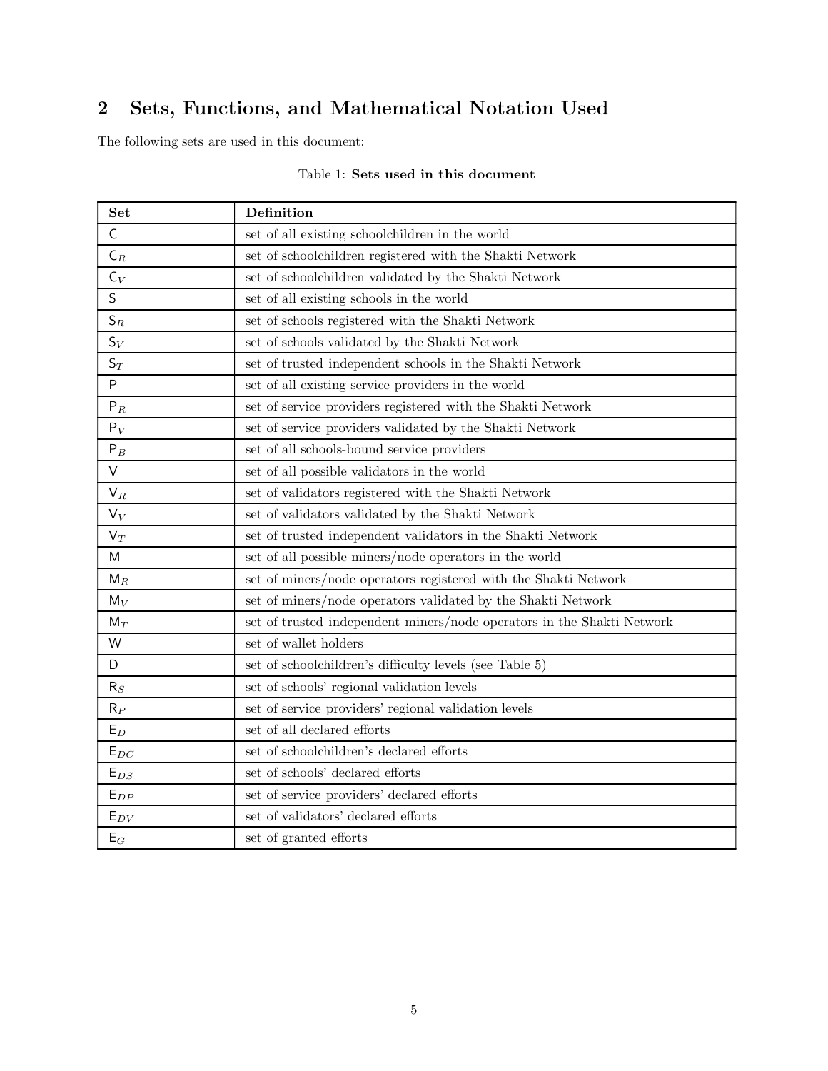## 2 Sets, Functions, and Mathematical Notation Used

The following sets are used in this document:

Table 1: **Sets used in this document**

| **Set** | **Definition** |
|---|---|
| $\mathsf{C}$ | set of all existing schoolchildren in the world |
| $\mathsf{C}_R$ | set of schoolchildren registered with the Shakti Network |
| $\mathsf{C}_V$ | set of schoolchildren validated by the Shakti Network |
| $\mathsf{S}$ | set of all existing schools in the world |
| $\mathsf{S}_R$ | set of schools registered with the Shakti Network |
| $\mathsf{S}_V$ | set of schools validated by the Shakti Network |
| $\mathsf{S}_T$ | set of trusted independent schools in the Shakti Network |
| $\mathsf{P}$ | set of all existing service providers in the world |
| $\mathsf{P}_R$ | set of service providers registered with the Shakti Network |
| $\mathsf{P}_V$ | set of service providers validated by the Shakti Network |
| $\mathsf{P}_B$ | set of all schools-bound service providers |
| $\mathsf{V}$ | set of all possible validators in the world |
| $\mathsf{V}_R$ | set of validators registered with the Shakti Network |
| $\mathsf{V}_V$ | set of validators validated by the Shakti Network |
| $\mathsf{V}_T$ | set of trusted independent validators in the Shakti Network |
| $\mathsf{M}$ | set of all possible miners/node operators in the world |
| $\mathsf{M}_R$ | set of miners/node operators registered with the Shakti Network |
| $\mathsf{M}_V$ | set of miners/node operators validated by the Shakti Network |
| $\mathsf{M}_T$ | set of trusted independent miners/node operators in the Shakti Network |
| $\mathsf{W}$ | set of wallet holders |
| $\mathsf{D}$ | set of schoolchildren's difficulty levels (see Table 5) |
| $\mathsf{R}_S$ | set of schools' regional validation levels |
| $\mathsf{R}_P$ | set of service providers' regional validation levels |
| $\mathsf{E}_D$ | set of all declared efforts |
| $\mathsf{E}_{DC}$ | set of schoolchildren's declared efforts |
| $\mathsf{E}_{DS}$ | set of schools' declared efforts |
| $\mathsf{E}_{DP}$ | set of service providers' declared efforts |
| $\mathsf{E}_{DV}$ | set of validators' declared efforts |
| $\mathsf{E}_G$ | set of granted efforts |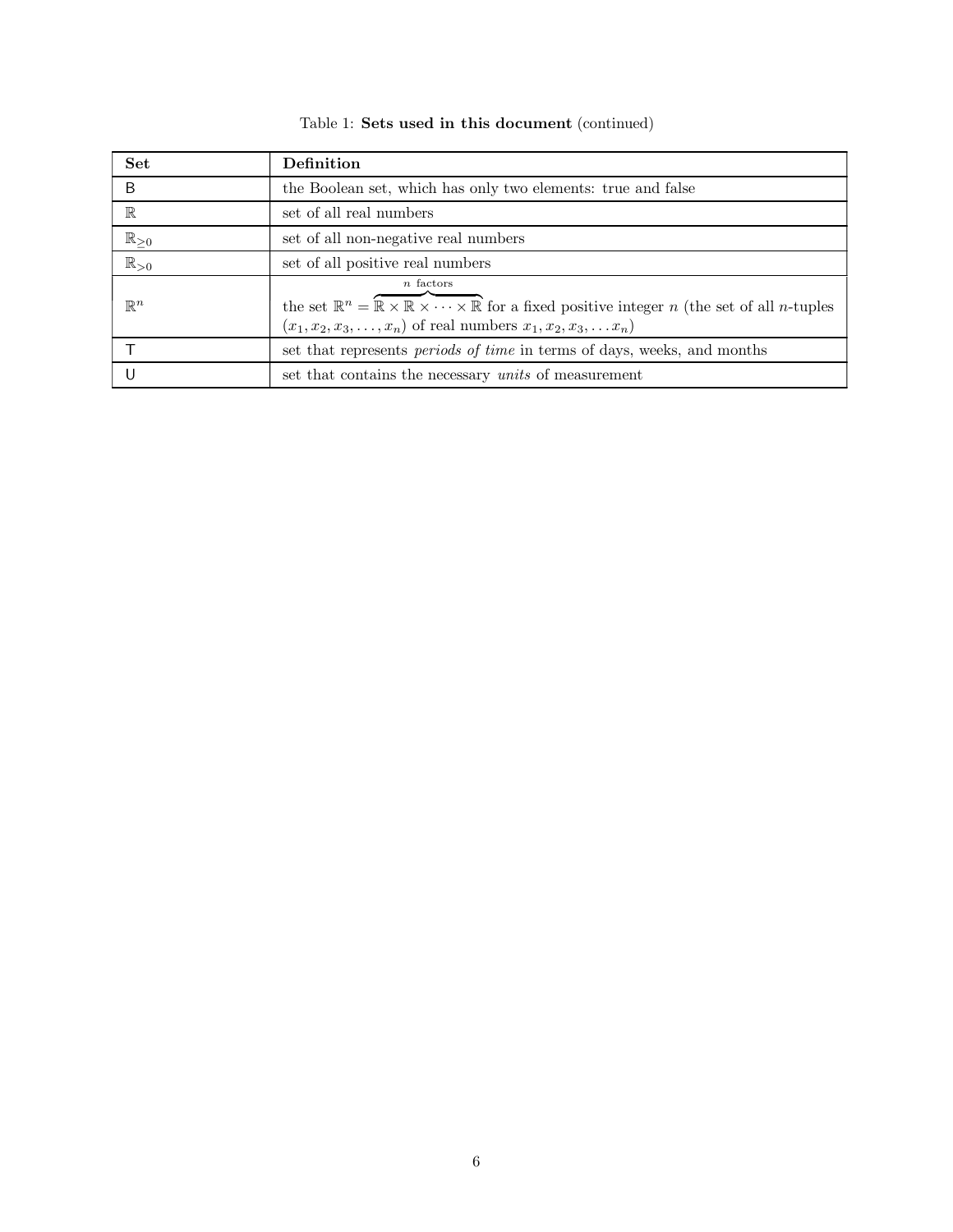Table 1: **Sets used in this document** (continued)

| **Set** | **Definition** |
|---|---|
| $\mathsf{B}$ | the Boolean set, which has only two elements: true and false |
| $\mathbb{R}$ | set of all real numbers |
| $\mathbb{R}_{\geq 0}$ | set of all non-negative real numbers |
| $\mathbb{R}_{>0}$ | set of all positive real numbers |
| $\mathbb{R}^n$ | the set $\mathbb{R}^n = \overbrace{\mathbb{R} \times \mathbb{R} \times \cdots \times \mathbb{R}}^{n \text{ factors}}$ for a fixed positive integer $n$ (the set of all $n$-tuples $(x_1, x_2, x_3, \ldots, x_n)$ of real numbers $x_1, x_2, x_3, \ldots x_n$) |
| $\mathsf{T}$ | set that represents *periods of time* in terms of days, weeks, and months |
| $\mathsf{U}$ | set that contains the necessary *units* of measurement |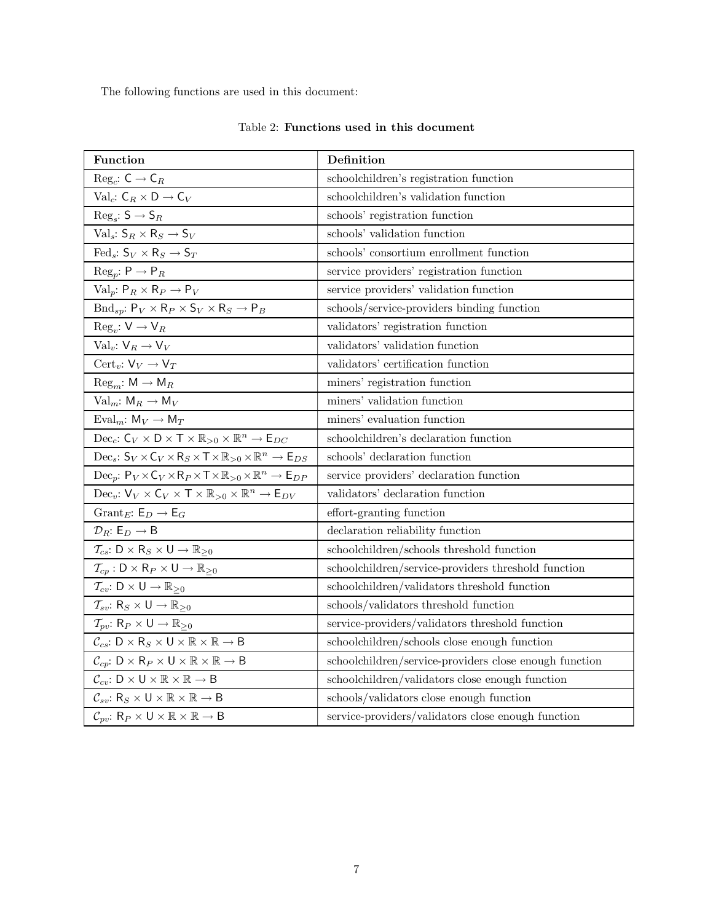The following functions are used in this document:

Table 2: **Functions used in this document**

| **Function** | **Definition** |
|---|---|
| $\text{Reg}_c$: $\mathsf{C} \to \mathsf{C}_R$ | schoolchildren's registration function |
| $\text{Val}_c$: $\mathsf{C}_R \times \mathsf{D} \to \mathsf{C}_V$ | schoolchildren's validation function |
| $\text{Reg}_s$: $\mathsf{S} \to \mathsf{S}_R$ | schools' registration function |
| $\text{Val}_s$: $\mathsf{S}_R \times \mathsf{R}_S \to \mathsf{S}_V$ | schools' validation function |
| $\text{Fed}_s$: $\mathsf{S}_V \times \mathsf{R}_S \to \mathsf{S}_T$ | schools' consortium enrollment function |
| $\text{Reg}_p$: $\mathsf{P} \to \mathsf{P}_R$ | service providers' registration function |
| $\text{Val}_p$: $\mathsf{P}_R \times \mathsf{R}_P \to \mathsf{P}_V$ | service providers' validation function |
| $\text{Bnd}_{sp}$: $\mathsf{P}_V \times \mathsf{R}_P \times \mathsf{S}_V \times \mathsf{R}_S \to \mathsf{P}_B$ | schools/service-providers binding function |
| $\text{Reg}_v$: $\mathsf{V} \to \mathsf{V}_R$ | validators' registration function |
| $\text{Val}_v$: $\mathsf{V}_R \to \mathsf{V}_V$ | validators' validation function |
| $\text{Cert}_v$: $\mathsf{V}_V \to \mathsf{V}_T$ | validators' certification function |
| $\text{Reg}_m$: $\mathsf{M} \to \mathsf{M}_R$ | miners' registration function |
| $\text{Val}_m$: $\mathsf{M}_R \to \mathsf{M}_V$ | miners' validation function |
| $\text{Eval}_m$: $\mathsf{M}_V \to \mathsf{M}_T$ | miners' evaluation function |
| $\text{Dec}_c$: $\mathsf{C}_V \times \mathsf{D} \times \mathsf{T} \times \mathbb{R}_{>0} \times \mathbb{R}^n \to \mathsf{E}_{DC}$ | schoolchildren's declaration function |
| $\text{Dec}_s$: $\mathsf{S}_V \times \mathsf{C}_V \times \mathsf{R}_S \times \mathsf{T} \times \mathbb{R}_{>0} \times \mathbb{R}^n \to \mathsf{E}_{DS}$ | schools' declaration function |
| $\text{Dec}_p$: $\mathsf{P}_V \times \mathsf{C}_V \times \mathsf{R}_P \times \mathsf{T} \times \mathbb{R}_{>0} \times \mathbb{R}^n \to \mathsf{E}_{DP}$ | service providers' declaration function |
| $\text{Dec}_v$: $\mathsf{V}_V \times \mathsf{C}_V \times \mathsf{T} \times \mathbb{R}_{>0} \times \mathbb{R}^n \to \mathsf{E}_{DV}$ | validators' declaration function |
| $\text{Grant}_E$: $\mathsf{E}_D \to \mathsf{E}_G$ | effort-granting function |
| $\mathcal{D}_R$: $\mathsf{E}_D \to \mathsf{B}$ | declaration reliability function |
| $\mathcal{T}_{cs}$: $\mathsf{D} \times \mathsf{R}_S \times \mathsf{U} \to \mathbb{R}_{\geq 0}$ | schoolchildren/schools threshold function |
| $\mathcal{T}_{cp}$ : $\mathsf{D} \times \mathsf{R}_P \times \mathsf{U} \to \mathbb{R}_{\geq 0}$ | schoolchildren/service-providers threshold function |
| $\mathcal{T}_{cv}$: $\mathsf{D} \times \mathsf{U} \to \mathbb{R}_{\geq 0}$ | schoolchildren/validators threshold function |
| $\mathcal{T}_{sv}$: $\mathsf{R}_S \times \mathsf{U} \to \mathbb{R}_{\geq 0}$ | schools/validators threshold function |
| $\mathcal{T}_{pv}$: $\mathsf{R}_P \times \mathsf{U} \to \mathbb{R}_{\geq 0}$ | service-providers/validators threshold function |
| $\mathcal{C}_{cs}$: $\mathsf{D} \times \mathsf{R}_S \times \mathsf{U} \times \mathbb{R} \times \mathbb{R} \to \mathsf{B}$ | schoolchildren/schools close enough function |
| $\mathcal{C}_{cp}$: $\mathsf{D} \times \mathsf{R}_P \times \mathsf{U} \times \mathbb{R} \times \mathbb{R} \to \mathsf{B}$ | schoolchildren/service-providers close enough function |
| $\mathcal{C}_{cv}$: $\mathsf{D} \times \mathsf{U} \times \mathbb{R} \times \mathbb{R} \to \mathsf{B}$ | schoolchildren/validators close enough function |
| $\mathcal{C}_{sv}$: $\mathsf{R}_S \times \mathsf{U} \times \mathbb{R} \times \mathbb{R} \to \mathsf{B}$ | schools/validators close enough function |
| $\mathcal{C}_{pv}$: $\mathsf{R}_P \times \mathsf{U} \times \mathbb{R} \times \mathbb{R} \to \mathsf{B}$ | service-providers/validators close enough function |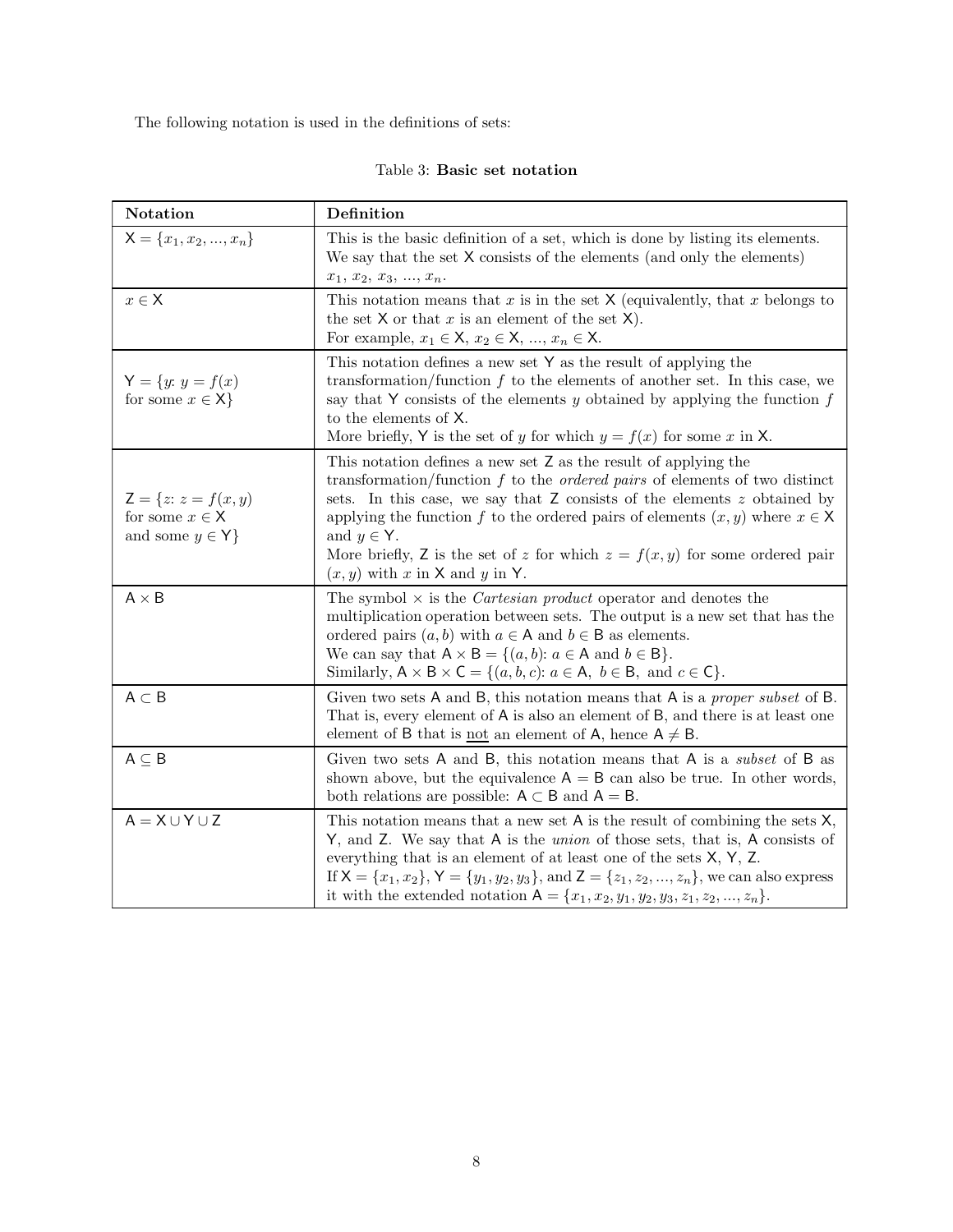The following notation is used in the definitions of sets:

Table 3: **Basic set notation**

| **Notation** | **Definition** |
|---|---|
| $\mathsf{X} = \{x_1, x_2, ..., x_n\}$ | This is the basic definition of a set, which is done by listing its elements. We say that the set X consists of the elements (and only the elements) $x_1$, $x_2$, $x_3$, ..., $x_n$. |
| $x \in \mathsf{X}$ | This notation means that $x$ is in the set X (equivalently, that $x$ belongs to the set X or that $x$ is an element of the set X). For example, $x_1 \in \mathsf{X}$, $x_2 \in \mathsf{X}$, ..., $x_n \in \mathsf{X}$. |
| $\mathsf{Y} = \{y\colon y = f(x)$ for some $x \in \mathsf{X}\}$ | This notation defines a new set Y as the result of applying the transformation/function $f$ to the elements of another set. In this case, we say that Y consists of the elements $y$ obtained by applying the function $f$ to the elements of X. More briefly, Y is the set of $y$ for which $y = f(x)$ for some $x$ in X. |
| $\mathsf{Z} = \{z\colon z = f(x, y)$ for some $x \in \mathsf{X}$ and some $y \in \mathsf{Y}\}$ | This notation defines a new set Z as the result of applying the transformation/function $f$ to the *ordered pairs* of elements of two distinct sets. In this case, we say that Z consists of the elements $z$ obtained by applying the function $f$ to the ordered pairs of elements $(x, y)$ where $x \in \mathsf{X}$ and $y \in \mathsf{Y}$. More briefly, Z is the set of $z$ for which $z = f(x, y)$ for some ordered pair $(x, y)$ with $x$ in X and $y$ in Y. |
| $\mathsf{A} \times \mathsf{B}$ | The symbol $\times$ is the *Cartesian product* operator and denotes the multiplication operation between sets. The output is a new set that has the ordered pairs $(a, b)$ with $a \in \mathsf{A}$ and $b \in \mathsf{B}$ as elements. We can say that $\mathsf{A} \times \mathsf{B} = \{(a, b)\colon a \in \mathsf{A} \text{ and } b \in \mathsf{B}\}$. Similarly, $\mathsf{A} \times \mathsf{B} \times \mathsf{C} = \{(a, b, c)\colon a \in \mathsf{A},\ b \in \mathsf{B}, \text{ and } c \in \mathsf{C}\}$. |
| $\mathsf{A} \subset \mathsf{B}$ | Given two sets A and B, this notation means that A is a *proper subset* of B. That is, every element of A is also an element of B, and there is at least one element of B that is <u>not</u> an element of A, hence $\mathsf{A} \neq \mathsf{B}$. |
| $\mathsf{A} \subseteq \mathsf{B}$ | Given two sets A and B, this notation means that A is a *subset* of B as shown above, but the equivalence $\mathsf{A} = \mathsf{B}$ can also be true. In other words, both relations are possible: $\mathsf{A} \subset \mathsf{B}$ and $\mathsf{A} = \mathsf{B}$. |
| $\mathsf{A} = \mathsf{X} \cup \mathsf{Y} \cup \mathsf{Z}$ | This notation means that a new set A is the result of combining the sets X, Y, and Z. We say that A is the *union* of those sets, that is, A consists of everything that is an element of at least one of the sets X, Y, Z. If $\mathsf{X} = \{x_1, x_2\}$, $\mathsf{Y} = \{y_1, y_2, y_3\}$, and $\mathsf{Z} = \{z_1, z_2, ..., z_n\}$, we can also express it with the extended notation $\mathsf{A} = \{x_1, x_2, y_1, y_2, y_3, z_1, z_2, ..., z_n\}$. |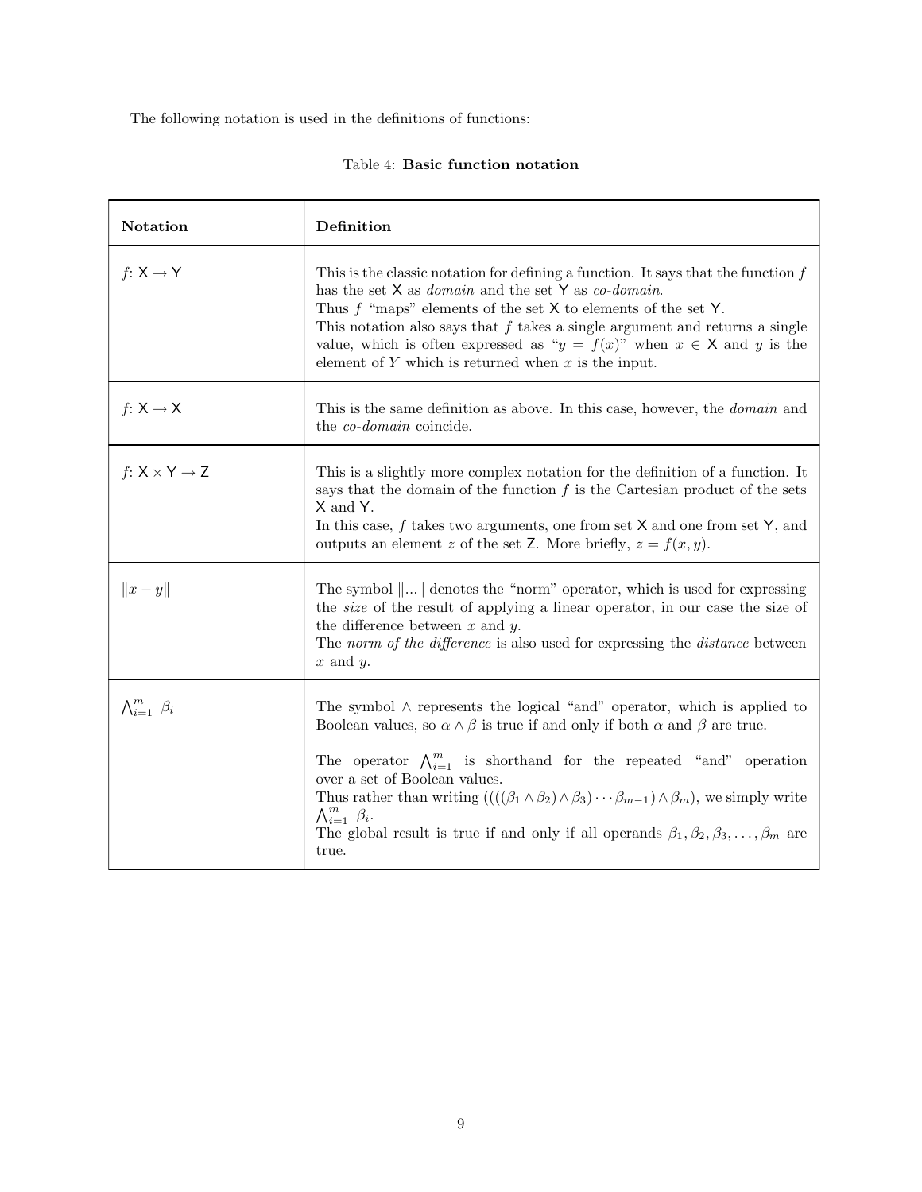The following notation is used in the definitions of functions:

Table 4: **Basic function notation**

| **Notation** | **Definition** |
| --- | --- |
| $f\colon \mathsf{X} \rightarrow \mathsf{Y}$ | This is the classic notation for defining a function. It says that the function $f$ has the set $\mathsf{X}$ as *domain* and the set $\mathsf{Y}$ as *co-domain*. Thus $f$ "maps" elements of the set $\mathsf{X}$ to elements of the set $\mathsf{Y}$. This notation also says that $f$ takes a single argument and returns a single value, which is often expressed as "$y = f(x)$" when $x \in \mathsf{X}$ and $y$ is the element of $Y$ which is returned when $x$ is the input. |
| $f\colon \mathsf{X} \rightarrow \mathsf{X}$ | This is the same definition as above. In this case, however, the *domain* and the *co-domain* coincide. |
| $f\colon \mathsf{X} \times \mathsf{Y} \rightarrow \mathsf{Z}$ | This is a slightly more complex notation for the definition of a function. It says that the domain of the function $f$ is the Cartesian product of the sets $\mathsf{X}$ and $\mathsf{Y}$. In this case, $f$ takes two arguments, one from set $\mathsf{X}$ and one from set $\mathsf{Y}$, and outputs an element $z$ of the set $\mathsf{Z}$. More briefly, $z = f(x, y)$. |
| $\lVert x - y \rVert$ | The symbol $\lVert ... \rVert$ denotes the "norm" operator, which is used for expressing the *size* of the result of applying a linear operator, in our case the size of the difference between $x$ and $y$. The *norm of the difference* is also used for expressing the *distance* between $x$ and $y$. |
| $\bigwedge_{i=1}^{m} \ \beta_i$ | The symbol $\wedge$ represents the logical "and" operator, which is applied to Boolean values, so $\alpha \wedge \beta$ is true if and only if both $\alpha$ and $\beta$ are true. The operator $\bigwedge_{i=1}^{m}$ is shorthand for the repeated "and" operation over a set of Boolean values. Thus rather than writing $((((\beta_1 \wedge \beta_2) \wedge \beta_3) \cdots \beta_{m-1}) \wedge \beta_m)$, we simply write $\bigwedge_{i=1}^{m} \ \beta_i$. The global result is true if and only if all operands $\beta_1, \beta_2, \beta_3, \ldots, \beta_m$ are true. |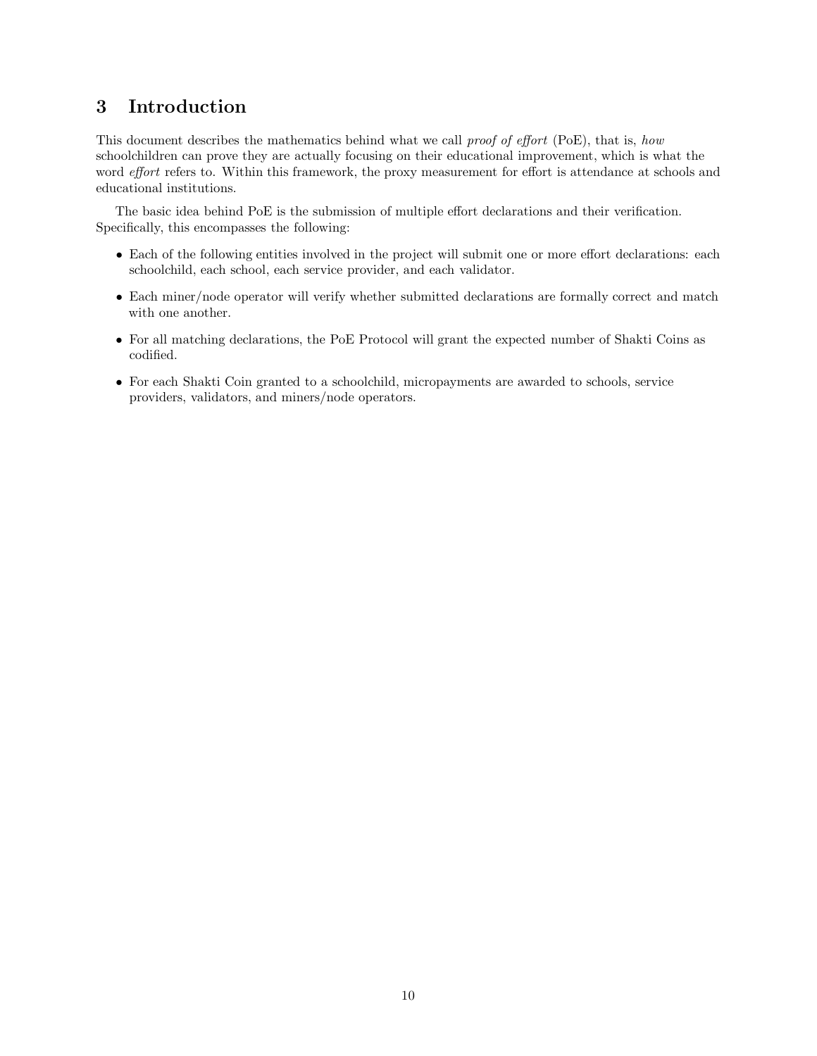# 3 Introduction

This document describes the mathematics behind what we call *proof of effort* (PoE), that is, *how* schoolchildren can prove they are actually focusing on their educational improvement, which is what the word *effort* refers to. Within this framework, the proxy measurement for effort is attendance at schools and educational institutions.

The basic idea behind PoE is the submission of multiple effort declarations and their verification. Specifically, this encompasses the following:

- Each of the following entities involved in the project will submit one or more effort declarations: each schoolchild, each school, each service provider, and each validator.
- Each miner/node operator will verify whether submitted declarations are formally correct and match with one another.
- For all matching declarations, the PoE Protocol will grant the expected number of Shakti Coins as codified.
- For each Shakti Coin granted to a schoolchild, micropayments are awarded to schools, service providers, validators, and miners/node operators.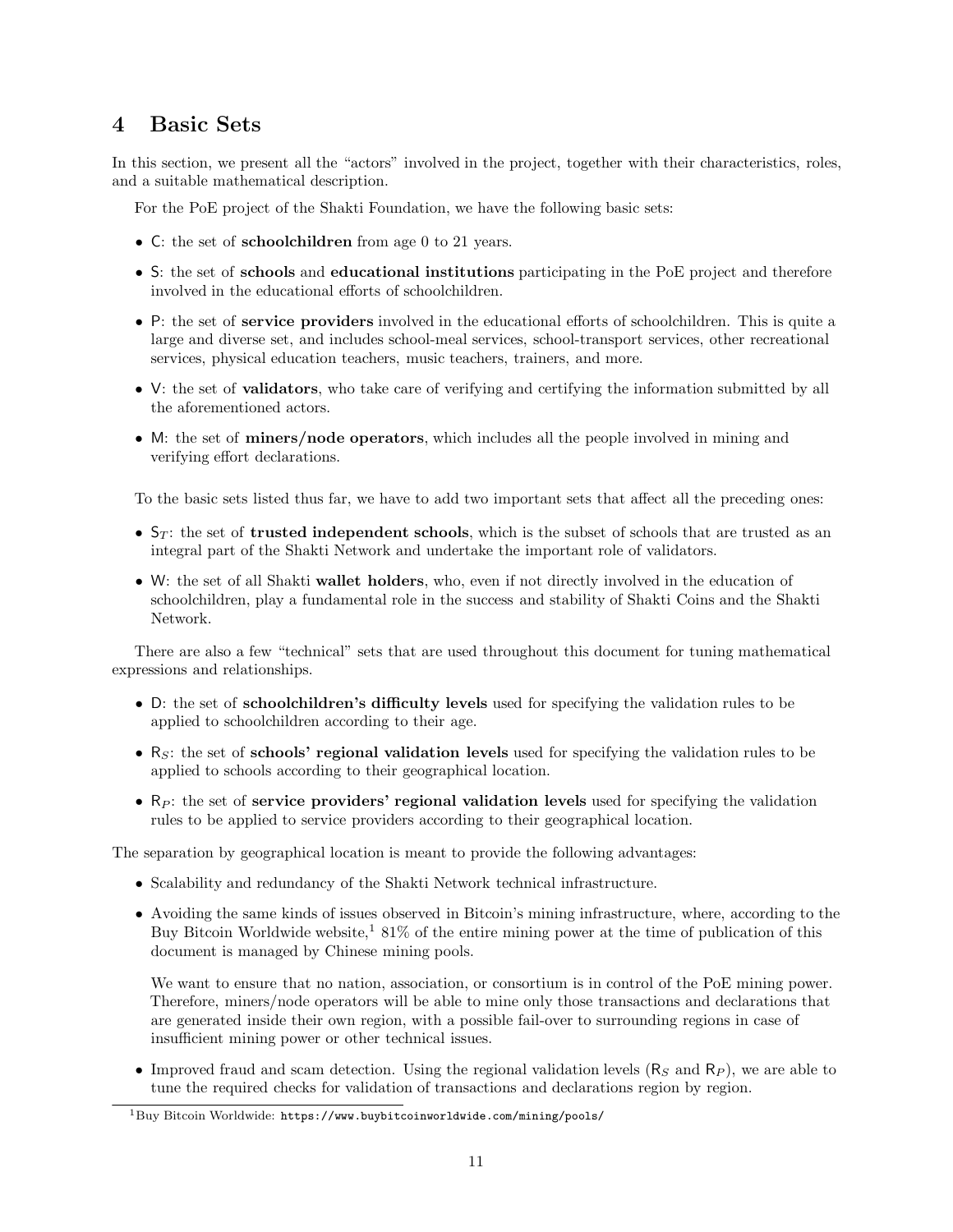# 4 Basic Sets

In this section, we present all the "actors" involved in the project, together with their characteristics, roles, and a suitable mathematical description.

For the PoE project of the Shakti Foundation, we have the following basic sets:

- $\mathsf{C}$: the set of **schoolchildren** from age 0 to 21 years.
- $\mathsf{S}$: the set of **schools** and **educational institutions** participating in the PoE project and therefore involved in the educational efforts of schoolchildren.
- $\mathsf{P}$: the set of **service providers** involved in the educational efforts of schoolchildren. This is quite a large and diverse set, and includes school-meal services, school-transport services, other recreational services, physical education teachers, music teachers, trainers, and more.
- $\mathsf{V}$: the set of **validators**, who take care of verifying and certifying the information submitted by all the aforementioned actors.
- $\mathsf{M}$: the set of **miners/node operators**, which includes all the people involved in mining and verifying effort declarations.

To the basic sets listed thus far, we have to add two important sets that affect all the preceding ones:

- $\mathsf{S}_T$: the set of **trusted independent schools**, which is the subset of schools that are trusted as an integral part of the Shakti Network and undertake the important role of validators.
- $\mathsf{W}$: the set of all Shakti **wallet holders**, who, even if not directly involved in the education of schoolchildren, play a fundamental role in the success and stability of Shakti Coins and the Shakti Network.

There are also a few "technical" sets that are used throughout this document for tuning mathematical expressions and relationships.

- $\mathsf{D}$: the set of **schoolchildren's difficulty levels** used for specifying the validation rules to be applied to schoolchildren according to their age.
- $\mathsf{R}_S$: the set of **schools' regional validation levels** used for specifying the validation rules to be applied to schools according to their geographical location.
- $\mathsf{R}_P$: the set of **service providers' regional validation levels** used for specifying the validation rules to be applied to service providers according to their geographical location.

The separation by geographical location is meant to provide the following advantages:

- Scalability and redundancy of the Shakti Network technical infrastructure.
- Avoiding the same kinds of issues observed in Bitcoin's mining infrastructure, where, according to the Buy Bitcoin Worldwide website,[1] 81% of the entire mining power at the time of publication of this document is managed by Chinese mining pools.

  We want to ensure that no nation, association, or consortium is in control of the PoE mining power. Therefore, miners/node operators will be able to mine only those transactions and declarations that are generated inside their own region, with a possible fail-over to surrounding regions in case of insufficient mining power or other technical issues.

- Improved fraud and scam detection. Using the regional validation levels ($\mathsf{R}_S$ and $\mathsf{R}_P$), we are able to tune the required checks for validation of transactions and declarations region by region.

[1] Buy Bitcoin Worldwide: `https://www.buybitcoinworldwide.com/mining/pools/`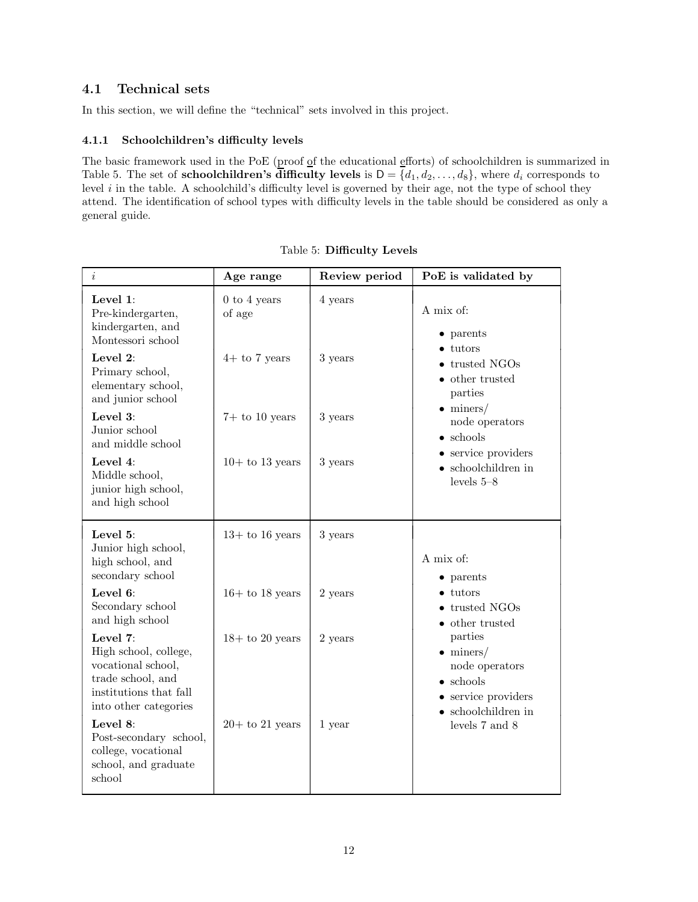## 4.1 Technical sets

In this section, we will define the "technical" sets involved in this project.

### 4.1.1 Schoolchildren's difficulty levels

The basic framework used in the PoE (proof of the educational efforts) of schoolchildren is summarized in Table 5. The set of **schoolchildren's difficulty levels** is $\mathsf{D} = \{d_1, d_2, \ldots, d_8\}$, where $d_i$ corresponds to level $i$ in the table. A schoolchild's difficulty level is governed by their age, not the type of school they attend. The identification of school types with difficulty levels in the table should be considered as only a general guide.

Table 5: **Difficulty Levels**

| $i$ | **Age range** | **Review period** | **PoE is validated by** |
|---|---|---|---|
| **Level 1**: Pre-kindergarten, kindergarten, and Montessori school | 0 to 4 years of age | 4 years | A mix of: • parents • tutors • trusted NGOs • other trusted parties • miners/ node operators • schools • service providers • schoolchildren in levels 5–8 |
| **Level 2**: Primary school, elementary school, and junior school | 4+ to 7 years | 3 years | |
| **Level 3**: Junior school and middle school | 7+ to 10 years | 3 years | |
| **Level 4**: Middle school, junior high school, and high school | 10+ to 13 years | 3 years | |
| **Level 5**: Junior high school, high school, and secondary school | 13+ to 16 years | 3 years | A mix of: • parents • tutors • trusted NGOs • other trusted parties • miners/ node operators • schools • service providers • schoolchildren in levels 7 and 8 |
| **Level 6**: Secondary school and high school | 16+ to 18 years | 2 years | |
| **Level 7**: High school, college, vocational school, trade school, and institutions that fall into other categories | 18+ to 20 years | 2 years | |
| **Level 8**: Post-secondary school, college, vocational school, and graduate school | 20+ to 21 years | 1 year | |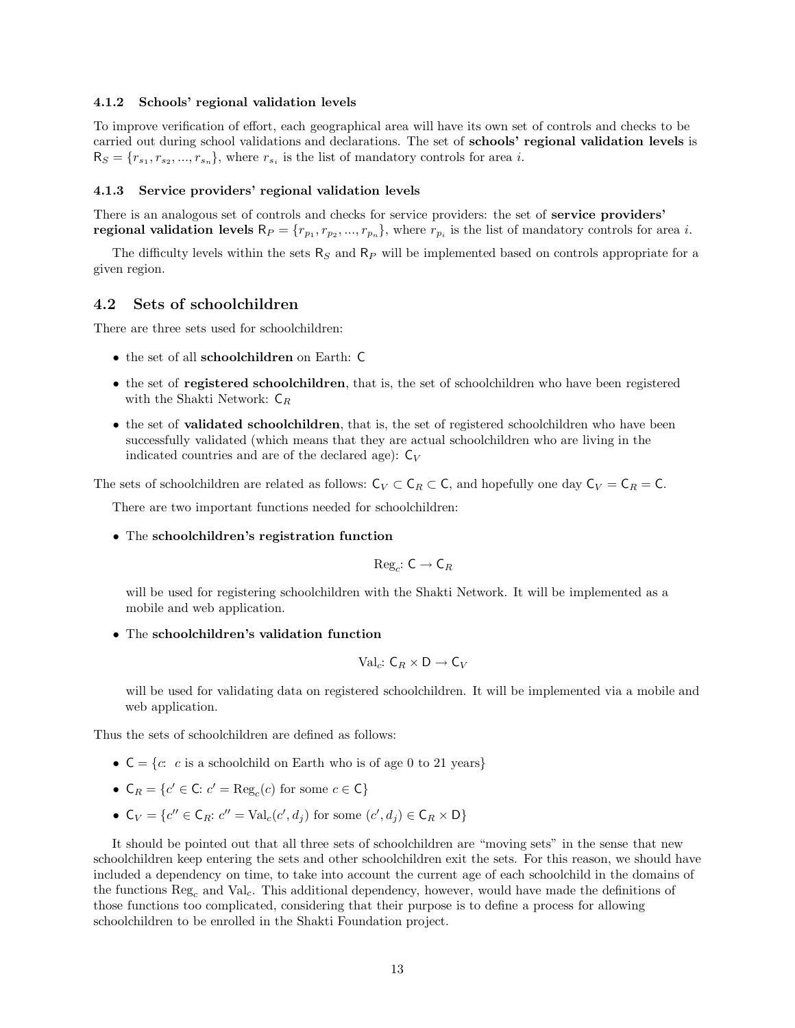#### 4.1.2 Schools' regional validation levels

To improve verification of effort, each geographical area will have its own set of controls and checks to be carried out during school validations and declarations. The set of **schools' regional validation levels** is $\mathsf{R}_S = \{r_{s_1}, r_{s_2}, ..., r_{s_n}\}$, where $r_{s_i}$ is the list of mandatory controls for area $i$.

#### 4.1.3 Service providers' regional validation levels

There is an analogous set of controls and checks for service providers: the set of **service providers' regional validation levels** $\mathsf{R}_P = \{r_{p_1}, r_{p_2}, ..., r_{p_n}\}$, where $r_{p_i}$ is the list of mandatory controls for area $i$.

The difficulty levels within the sets $\mathsf{R}_S$ and $\mathsf{R}_P$ will be implemented based on controls appropriate for a given region.

### 4.2 Sets of schoolchildren

There are three sets used for schoolchildren:

- the set of all **schoolchildren** on Earth: $\mathsf{C}$
- the set of **registered schoolchildren**, that is, the set of schoolchildren who have been registered with the Shakti Network: $\mathsf{C}_R$
- the set of **validated schoolchildren**, that is, the set of registered schoolchildren who have been successfully validated (which means that they are actual schoolchildren who are living in the indicated countries and are of the declared age): $\mathsf{C}_V$

The sets of schoolchildren are related as follows: $\mathsf{C}_V \subset \mathsf{C}_R \subset \mathsf{C}$, and hopefully one day $\mathsf{C}_V = \mathsf{C}_R = \mathsf{C}$.

There are two important functions needed for schoolchildren:

- The **schoolchildren's registration function**

$$\mathrm{Reg}_c \colon \mathsf{C} \to \mathsf{C}_R$$

  will be used for registering schoolchildren with the Shakti Network. It will be implemented as a mobile and web application.

- The **schoolchildren's validation function**

$$\mathrm{Val}_c \colon \mathsf{C}_R \times \mathsf{D} \to \mathsf{C}_V$$

  will be used for validating data on registered schoolchildren. It will be implemented via a mobile and web application.

Thus the sets of schoolchildren are defined as follows:

- $\mathsf{C} = \{c\colon\ c \text{ is a schoolchild on Earth who is of age 0 to 21 years}\}$
- $\mathsf{C}_R = \{c' \in \mathsf{C}\colon c' = \mathrm{Reg}_c(c) \text{ for some } c \in \mathsf{C}\}$
- $\mathsf{C}_V = \{c'' \in \mathsf{C}_R\colon c'' = \mathrm{Val}_c(c', d_j) \text{ for some } (c', d_j) \in \mathsf{C}_R \times \mathsf{D}\}$

It should be pointed out that all three sets of schoolchildren are "moving sets" in the sense that new schoolchildren keep entering the sets and other schoolchildren exit the sets. For this reason, we should have included a dependency on time, to take into account the current age of each schoolchild in the domains of the functions $\mathrm{Reg}_c$ and $\mathrm{Val}_c$. This additional dependency, however, would have made the definitions of those functions too complicated, considering that their purpose is to define a process for allowing schoolchildren to be enrolled in the Shakti Foundation project.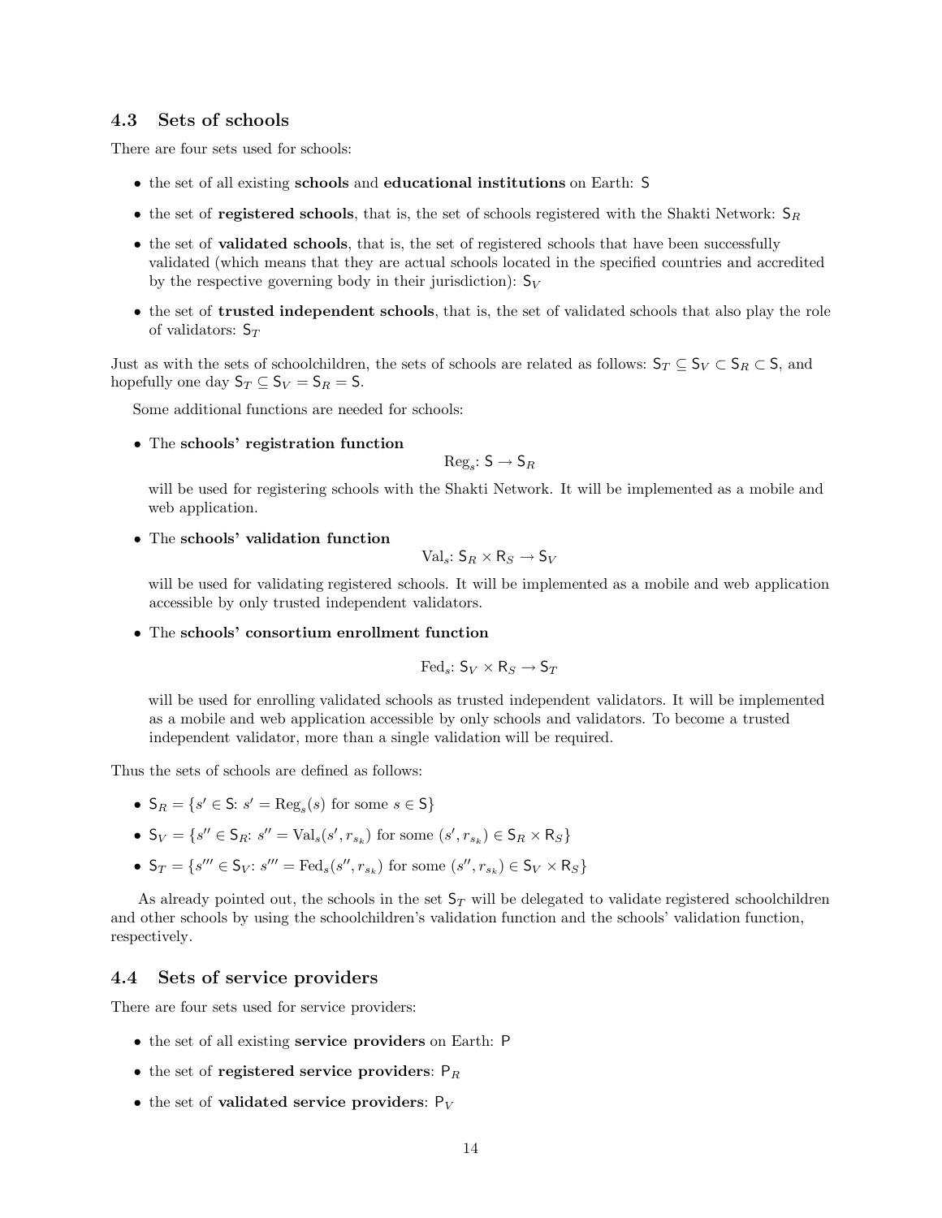### 4.3 Sets of schools

There are four sets used for schools:

- the set of all existing **schools** and **educational institutions** on Earth: $\mathsf{S}$
- the set of **registered schools**, that is, the set of schools registered with the Shakti Network: $\mathsf{S}_R$
- the set of **validated schools**, that is, the set of registered schools that have been successfully validated (which means that they are actual schools located in the specified countries and accredited by the respective governing body in their jurisdiction): $\mathsf{S}_V$
- the set of **trusted independent schools**, that is, the set of validated schools that also play the role of validators: $\mathsf{S}_T$

Just as with the sets of schoolchildren, the sets of schools are related as follows: $\mathsf{S}_T \subseteq \mathsf{S}_V \subset \mathsf{S}_R \subset \mathsf{S}$, and hopefully one day $\mathsf{S}_T \subseteq \mathsf{S}_V = \mathsf{S}_R = \mathsf{S}$.

Some additional functions are needed for schools:

- The **schools' registration function**

  $$\mathrm{Reg}_s\colon \mathsf{S} \to \mathsf{S}_R$$

  will be used for registering schools with the Shakti Network. It will be implemented as a mobile and web application.

- The **schools' validation function**

  $$\mathrm{Val}_s\colon \mathsf{S}_R \times \mathsf{R}_S \to \mathsf{S}_V$$

  will be used for validating registered schools. It will be implemented as a mobile and web application accessible by only trusted independent validators.

- The **schools' consortium enrollment function**

  $$\mathrm{Fed}_s\colon \mathsf{S}_V \times \mathsf{R}_S \to \mathsf{S}_T$$

  will be used for enrolling validated schools as trusted independent validators. It will be implemented as a mobile and web application accessible by only schools and validators. To become a trusted independent validator, more than a single validation will be required.

Thus the sets of schools are defined as follows:

- $\mathsf{S}_R = \{s' \in \mathsf{S}\colon s' = \mathrm{Reg}_s(s) \text{ for some } s \in \mathsf{S}\}$
- $\mathsf{S}_V = \{s'' \in \mathsf{S}_R\colon s'' = \mathrm{Val}_s(s', r_{s_k}) \text{ for some } (s', r_{s_k}) \in \mathsf{S}_R \times \mathsf{R}_S\}$
- $\mathsf{S}_T = \{s''' \in \mathsf{S}_V\colon s''' = \mathrm{Fed}_s(s'', r_{s_k}) \text{ for some } (s'', r_{s_k}) \in \mathsf{S}_V \times \mathsf{R}_S\}$

As already pointed out, the schools in the set $\mathsf{S}_T$ will be delegated to validate registered schoolchildren and other schools by using the schoolchildren's validation function and the schools' validation function, respectively.

### 4.4 Sets of service providers

There are four sets used for service providers:

- the set of all existing **service providers** on Earth: $\mathsf{P}$
- the set of **registered service providers**: $\mathsf{P}_R$
- the set of **validated service providers**: $\mathsf{P}_V$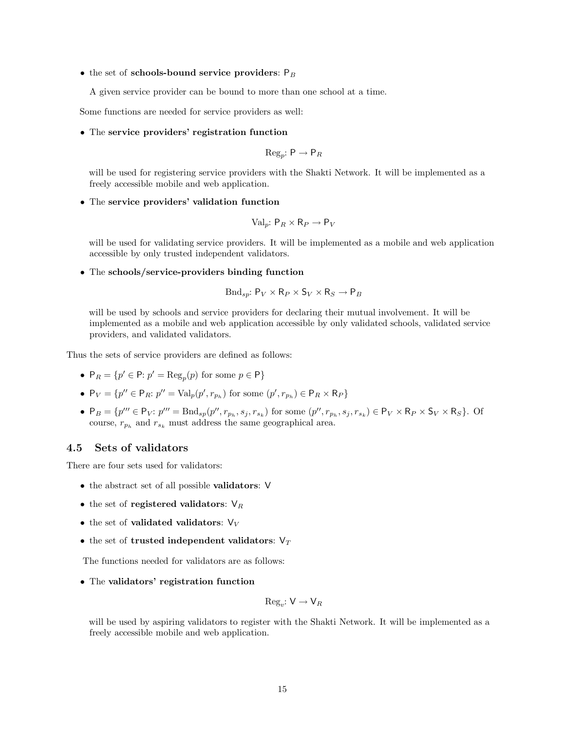- the set of **schools-bound service providers**: $\mathsf{P}_B$

  A given service provider can be bound to more than one school at a time.

Some functions are needed for service providers as well:

- The **service providers' registration function**

$$\text{Reg}_p\colon \mathsf{P} \to \mathsf{P}_R$$

  will be used for registering service providers with the Shakti Network. It will be implemented as a freely accessible mobile and web application.

- The **service providers' validation function**

$$\text{Val}_p\colon \mathsf{P}_R \times \mathsf{R}_P \to \mathsf{P}_V$$

  will be used for validating service providers. It will be implemented as a mobile and web application accessible by only trusted independent validators.

- The **schools/service-providers binding function**

$$\text{Bnd}_{sp}\colon \mathsf{P}_V \times \mathsf{R}_P \times \mathsf{S}_V \times \mathsf{R}_S \to \mathsf{P}_B$$

  will be used by schools and service providers for declaring their mutual involvement. It will be implemented as a mobile and web application accessible by only validated schools, validated service providers, and validated validators.

Thus the sets of service providers are defined as follows:

- $\mathsf{P}_R = \{p' \in \mathsf{P}\colon p' = \text{Reg}_p(p) \text{ for some } p \in \mathsf{P}\}$
- $\mathsf{P}_V = \{p'' \in \mathsf{P}_R\colon p'' = \text{Val}_p(p', r_{p_h}) \text{ for some } (p', r_{p_h}) \in \mathsf{P}_R \times \mathsf{R}_P\}$
- $\mathsf{P}_B = \{p''' \in \mathsf{P}_V\colon p''' = \text{Bnd}_{sp}(p'', r_{p_h}, s_j, r_{s_k}) \text{ for some } (p'', r_{p_h}, s_j, r_{s_k}) \in \mathsf{P}_V \times \mathsf{R}_P \times \mathsf{S}_V \times \mathsf{R}_S\}$. Of course, $r_{p_h}$ and $r_{s_k}$ must address the same geographical area.

## 4.5 Sets of validators

There are four sets used for validators:

- the abstract set of all possible **validators**: $\mathsf{V}$
- the set of **registered validators**: $\mathsf{V}_R$
- the set of **validated validators**: $\mathsf{V}_V$
- the set of **trusted independent validators**: $\mathsf{V}_T$

The functions needed for validators are as follows:

- The **validators' registration function**

$$\text{Reg}_v\colon \mathsf{V} \to \mathsf{V}_R$$

  will be used by aspiring validators to register with the Shakti Network. It will be implemented as a freely accessible mobile and web application.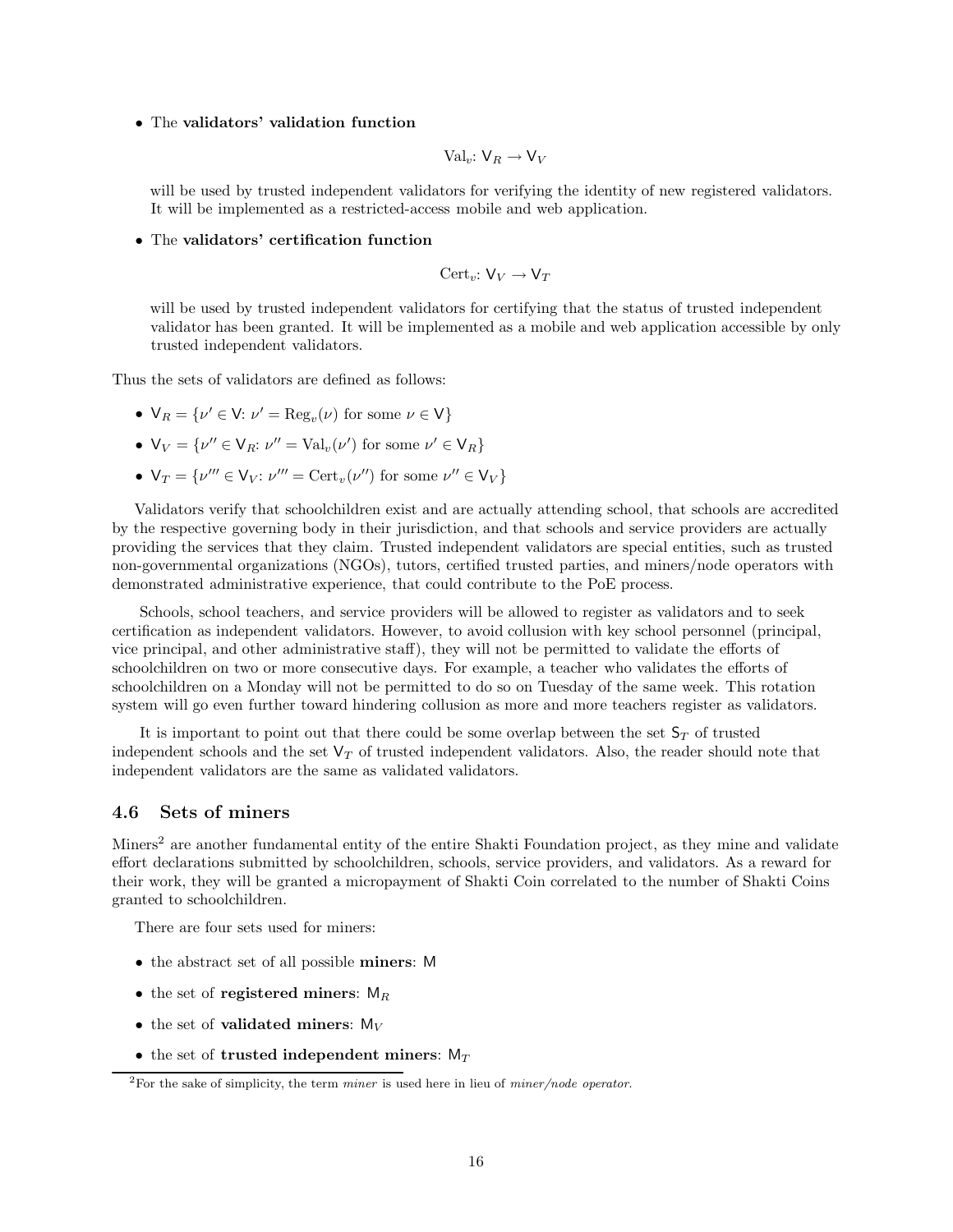- The **validators' validation function**

$$\mathrm{Val}_v\colon \mathsf{V}_R \to \mathsf{V}_V$$

will be used by trusted independent validators for verifying the identity of new registered validators. It will be implemented as a restricted-access mobile and web application.

- The **validators' certification function**

$$\mathrm{Cert}_v\colon \mathsf{V}_V \to \mathsf{V}_T$$

will be used by trusted independent validators for certifying that the status of trusted independent validator has been granted. It will be implemented as a mobile and web application accessible by only trusted independent validators.

Thus the sets of validators are defined as follows:

- $\mathsf{V}_R = \{\nu' \in \mathsf{V}\colon \nu' = \mathrm{Reg}_v(\nu) \text{ for some } \nu \in \mathsf{V}\}$
- $\mathsf{V}_V = \{\nu'' \in \mathsf{V}_R\colon \nu'' = \mathrm{Val}_v(\nu') \text{ for some } \nu' \in \mathsf{V}_R\}$
- $\mathsf{V}_T = \{\nu''' \in \mathsf{V}_V\colon \nu''' = \mathrm{Cert}_v(\nu'') \text{ for some } \nu'' \in \mathsf{V}_V\}$

Validators verify that schoolchildren exist and are actually attending school, that schools are accredited by the respective governing body in their jurisdiction, and that schools and service providers are actually providing the services that they claim. Trusted independent validators are special entities, such as trusted non-governmental organizations (NGOs), tutors, certified trusted parties, and miners/node operators with demonstrated administrative experience, that could contribute to the PoE process.

Schools, school teachers, and service providers will be allowed to register as validators and to seek certification as independent validators. However, to avoid collusion with key school personnel (principal, vice principal, and other administrative staff), they will not be permitted to validate the efforts of schoolchildren on two or more consecutive days. For example, a teacher who validates the efforts of schoolchildren on a Monday will not be permitted to do so on Tuesday of the same week. This rotation system will go even further toward hindering collusion as more and more teachers register as validators.

It is important to point out that there could be some overlap between the set $\mathsf{S}_T$ of trusted independent schools and the set $\mathsf{V}_T$ of trusted independent validators. Also, the reader should note that independent validators are the same as validated validators.

### 4.6 Sets of miners

Miners[2] are another fundamental entity of the entire Shakti Foundation project, as they mine and validate effort declarations submitted by schoolchildren, schools, service providers, and validators. As a reward for their work, they will be granted a micropayment of Shakti Coin correlated to the number of Shakti Coins granted to schoolchildren.

There are four sets used for miners:

- the abstract set of all possible **miners**: $\mathsf{M}$
- the set of **registered miners**: $\mathsf{M}_R$
- the set of **validated miners**: $\mathsf{M}_V$
- the set of **trusted independent miners**: $\mathsf{M}_T$

[2] For the sake of simplicity, the term *miner* is used here in lieu of *miner/node operator*.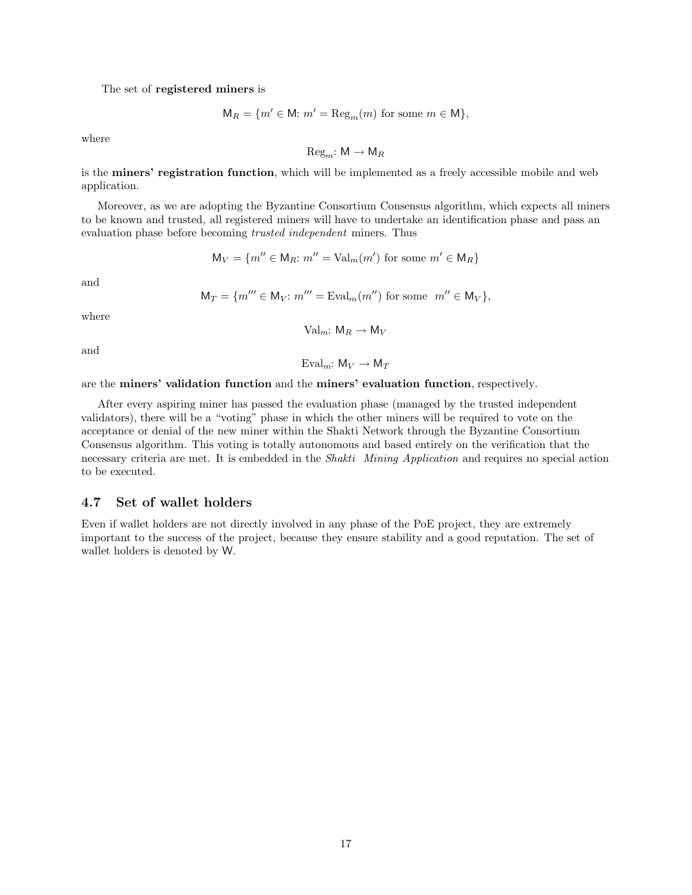The set of **registered miners** is

$$\mathsf{M}_R = \{m' \in \mathsf{M}\colon m' = \mathrm{Reg}_m(m) \text{ for some } m \in \mathsf{M}\},$$

where

$$\mathrm{Reg}_m\colon \mathsf{M} \to \mathsf{M}_R$$

is the **miners' registration function**, which will be implemented as a freely accessible mobile and web application.

Moreover, as we are adopting the Byzantine Consortium Consensus algorithm, which expects all miners to be known and trusted, all registered miners will have to undertake an identification phase and pass an evaluation phase before becoming *trusted independent* miners. Thus

$$\mathsf{M}_V = \{m'' \in \mathsf{M}_R\colon m'' = \mathrm{Val}_m(m') \text{ for some } m' \in \mathsf{M}_R\}$$

and

$$\mathsf{M}_T = \{m''' \in \mathsf{M}_V\colon m''' = \mathrm{Eval}_m(m'') \text{ for some } \ m'' \in \mathsf{M}_V\},$$

where

$$\mathrm{Val}_m\colon \mathsf{M}_R \to \mathsf{M}_V$$

and

$$\mathrm{Eval}_m\colon \mathsf{M}_V \to \mathsf{M}_T$$

are the **miners' validation function** and the **miners' evaluation function**, respectively.

After every aspiring miner has passed the evaluation phase (managed by the trusted independent validators), there will be a "voting" phase in which the other miners will be required to vote on the acceptance or denial of the new miner within the Shakti Network through the Byzantine Consortium Consensus algorithm. This voting is totally autonomous and based entirely on the verification that the necessary criteria are met. It is embedded in the *Shakti Mining Application* and requires no special action to be executed.

### 4.7 Set of wallet holders

Even if wallet holders are not directly involved in any phase of the PoE project, they are extremely important to the success of the project, because they ensure stability and a good reputation. The set of wallet holders is denoted by $\mathsf{W}$.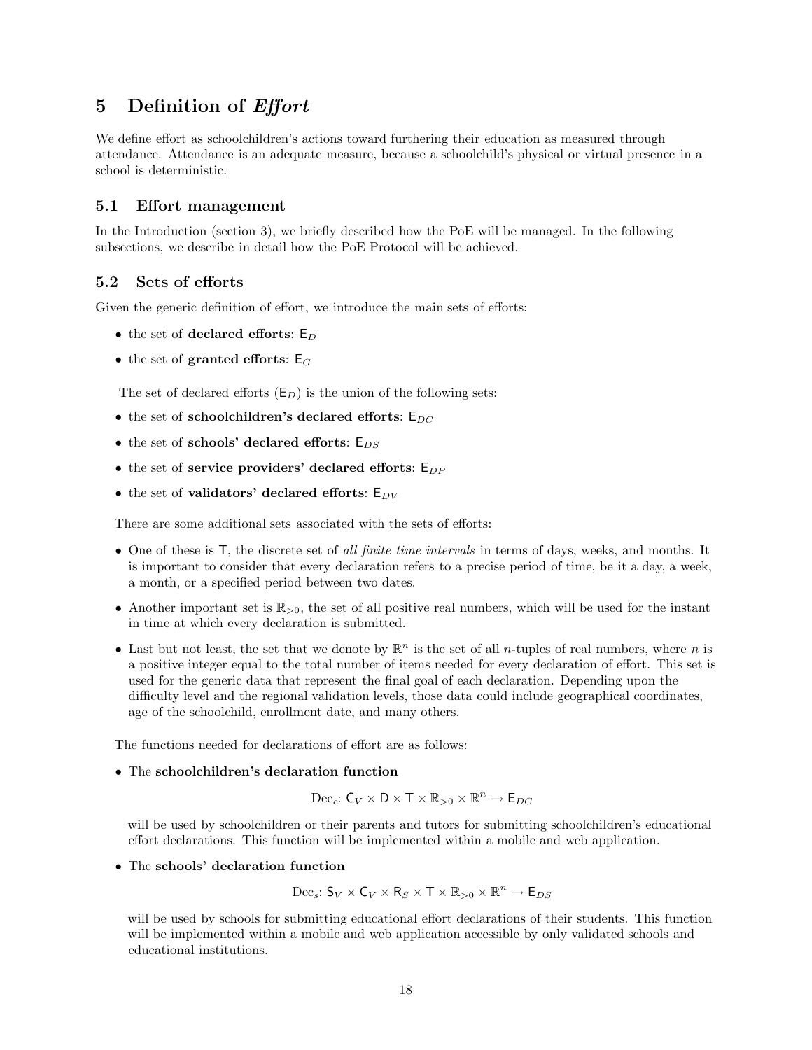# 5 Definition of *Effort*

We define effort as schoolchildren's actions toward furthering their education as measured through attendance. Attendance is an adequate measure, because a schoolchild's physical or virtual presence in a school is deterministic.

## 5.1 Effort management

In the Introduction (section 3), we briefly described how the PoE will be managed. In the following subsections, we describe in detail how the PoE Protocol will be achieved.

## 5.2 Sets of efforts

Given the generic definition of effort, we introduce the main sets of efforts:

- the set of **declared efforts**: $\mathsf{E}_D$
- the set of **granted efforts**: $\mathsf{E}_G$

The set of declared efforts ($\mathsf{E}_D$) is the union of the following sets:

- the set of **schoolchildren's declared efforts**: $\mathsf{E}_{DC}$
- the set of **schools' declared efforts**: $\mathsf{E}_{DS}$
- the set of **service providers' declared efforts**: $\mathsf{E}_{DP}$
- the set of **validators' declared efforts**: $\mathsf{E}_{DV}$

There are some additional sets associated with the sets of efforts:

- One of these is $\mathsf{T}$, the discrete set of *all finite time intervals* in terms of days, weeks, and months. It is important to consider that every declaration refers to a precise period of time, be it a day, a week, a month, or a specified period between two dates.
- Another important set is $\mathbb{R}_{>0}$, the set of all positive real numbers, which will be used for the instant in time at which every declaration is submitted.
- Last but not least, the set that we denote by $\mathbb{R}^n$ is the set of all $n$-tuples of real numbers, where $n$ is a positive integer equal to the total number of items needed for every declaration of effort. This set is used for the generic data that represent the final goal of each declaration. Depending upon the difficulty level and the regional validation levels, those data could include geographical coordinates, age of the schoolchild, enrollment date, and many others.

The functions needed for declarations of effort are as follows:

- The **schoolchildren's declaration function**

$$\text{Dec}_c\colon \mathsf{C}_V \times \mathsf{D} \times \mathsf{T} \times \mathbb{R}_{>0} \times \mathbb{R}^n \rightarrow \mathsf{E}_{DC}$$

  will be used by schoolchildren or their parents and tutors for submitting schoolchildren's educational effort declarations. This function will be implemented within a mobile and web application.

- The **schools' declaration function**

$$\text{Dec}_s\colon \mathsf{S}_V \times \mathsf{C}_V \times \mathsf{R}_S \times \mathsf{T} \times \mathbb{R}_{>0} \times \mathbb{R}^n \rightarrow \mathsf{E}_{DS}$$

  will be used by schools for submitting educational effort declarations of their students. This function will be implemented within a mobile and web application accessible by only validated schools and educational institutions.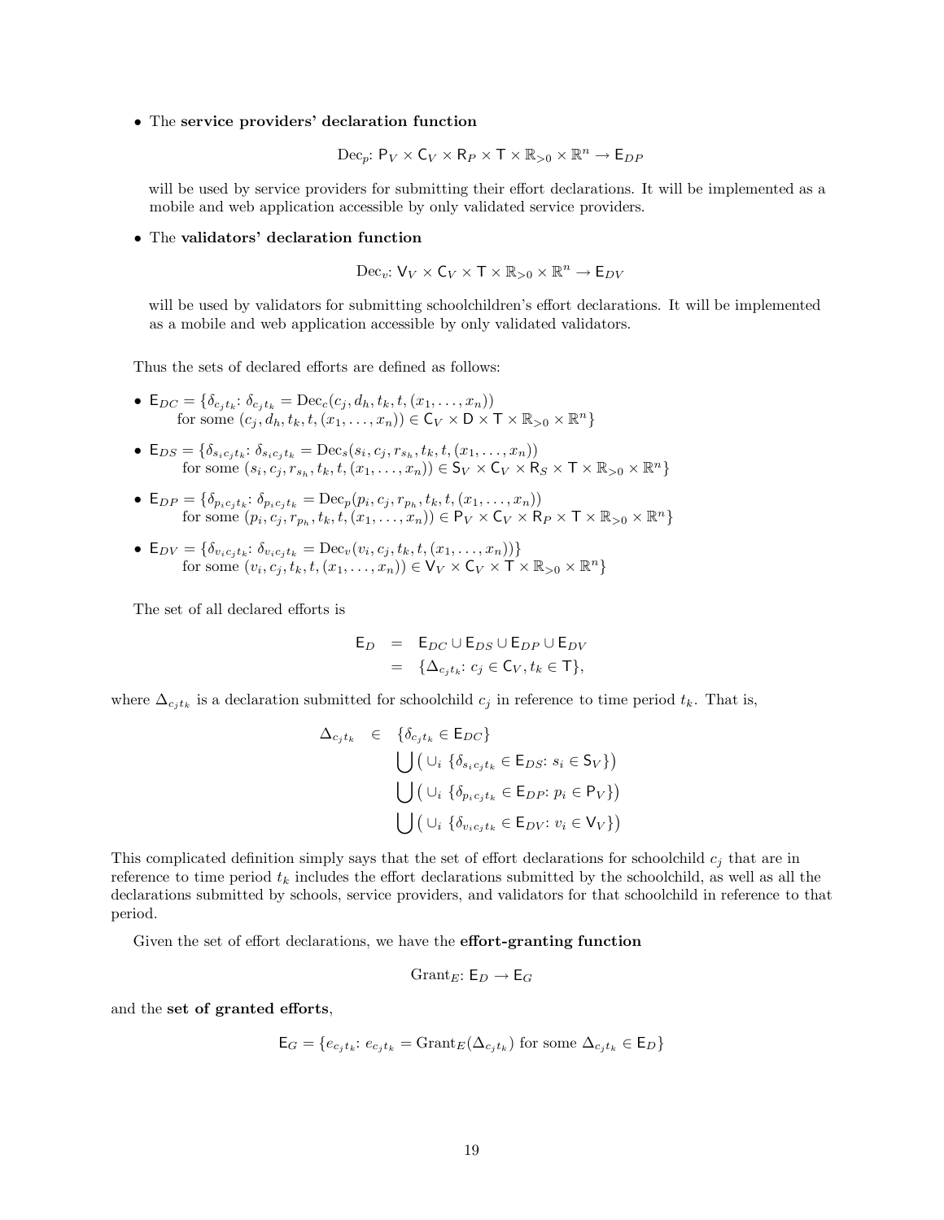- The **service providers' declaration function**

$$\text{Dec}_p\colon \mathsf{P}_V \times \mathsf{C}_V \times \mathsf{R}_P \times \mathsf{T} \times \mathbb{R}_{>0} \times \mathbb{R}^n \to \mathsf{E}_{DP}$$

will be used by service providers for submitting their effort declarations. It will be implemented as a mobile and web application accessible by only validated service providers.

- The **validators' declaration function**

$$\text{Dec}_v\colon \mathsf{V}_V \times \mathsf{C}_V \times \mathsf{T} \times \mathbb{R}_{>0} \times \mathbb{R}^n \to \mathsf{E}_{DV}$$

will be used by validators for submitting schoolchildren's effort declarations. It will be implemented as a mobile and web application accessible by only validated validators.

Thus the sets of declared efforts are defined as follows:

- $\mathsf{E}_{DC} = \{\delta_{c_j t_k}\colon \delta_{c_j t_k} = \text{Dec}_c(c_j, d_h, t_k, t, (x_1, \ldots, x_n))$ for some $(c_j, d_h, t_k, t, (x_1, \ldots, x_n)) \in \mathsf{C}_V \times \mathsf{D} \times \mathsf{T} \times \mathbb{R}_{>0} \times \mathbb{R}^n\}$
- $\mathsf{E}_{DS} = \{\delta_{s_i c_j t_k}\colon \delta_{s_i c_j t_k} = \text{Dec}_s(s_i, c_j, r_{s_h}, t_k, t, (x_1, \ldots, x_n))$ for some $(s_i, c_j, r_{s_h}, t_k, t, (x_1, \ldots, x_n)) \in \mathsf{S}_V \times \mathsf{C}_V \times \mathsf{R}_S \times \mathsf{T} \times \mathbb{R}_{>0} \times \mathbb{R}^n\}$
- $\mathsf{E}_{DP} = \{\delta_{p_i c_j t_k}\colon \delta_{p_i c_j t_k} = \text{Dec}_p(p_i, c_j, r_{p_h}, t_k, t, (x_1, \ldots, x_n))$ for some $(p_i, c_j, r_{p_h}, t_k, t, (x_1, \ldots, x_n)) \in \mathsf{P}_V \times \mathsf{C}_V \times \mathsf{R}_P \times \mathsf{T} \times \mathbb{R}_{>0} \times \mathbb{R}^n\}$
- $\mathsf{E}_{DV} = \{\delta_{v_i c_j t_k}\colon \delta_{v_i c_j t_k} = \text{Dec}_v(v_i, c_j, t_k, t, (x_1, \ldots, x_n))\}$ for some $(v_i, c_j, t_k, t, (x_1, \ldots, x_n)) \in \mathsf{V}_V \times \mathsf{C}_V \times \mathsf{T} \times \mathbb{R}_{>0} \times \mathbb{R}^n\}$

The set of all declared efforts is

$$\begin{aligned}
\mathsf{E}_D &= \mathsf{E}_{DC} \cup \mathsf{E}_{DS} \cup \mathsf{E}_{DP} \cup \mathsf{E}_{DV} \\
&= \{\Delta_{c_j t_k}\colon c_j \in \mathsf{C}_V, t_k \in \mathsf{T}\},
\end{aligned}$$

where $\Delta_{c_j t_k}$ is a declaration submitted for schoolchild $c_j$ in reference to time period $t_k$. That is,

$$\begin{aligned}
\Delta_{c_j t_k} \in \; & \{\delta_{c_j t_k} \in \mathsf{E}_{DC}\} \\
& \bigcup \left( \cup_i \; \{\delta_{s_i c_j t_k} \in \mathsf{E}_{DS}\colon s_i \in \mathsf{S}_V\} \right) \\
& \bigcup \left( \cup_i \; \{\delta_{p_i c_j t_k} \in \mathsf{E}_{DP}\colon p_i \in \mathsf{P}_V\} \right) \\
& \bigcup \left( \cup_i \; \{\delta_{v_i c_j t_k} \in \mathsf{E}_{DV}\colon v_i \in \mathsf{V}_V\} \right)
\end{aligned}$$

This complicated definition simply says that the set of effort declarations for schoolchild $c_j$ that are in reference to time period $t_k$ includes the effort declarations submitted by the schoolchild, as well as all the declarations submitted by schools, service providers, and validators for that schoolchild in reference to that period.

Given the set of effort declarations, we have the **effort-granting function**

$$\text{Grant}_E\colon \mathsf{E}_D \to \mathsf{E}_G$$

and the **set of granted efforts**,

$$\mathsf{E}_G = \{e_{c_j t_k}\colon e_{c_j t_k} = \text{Grant}_E(\Delta_{c_j t_k}) \text{ for some } \Delta_{c_j t_k} \in \mathsf{E}_D\}$$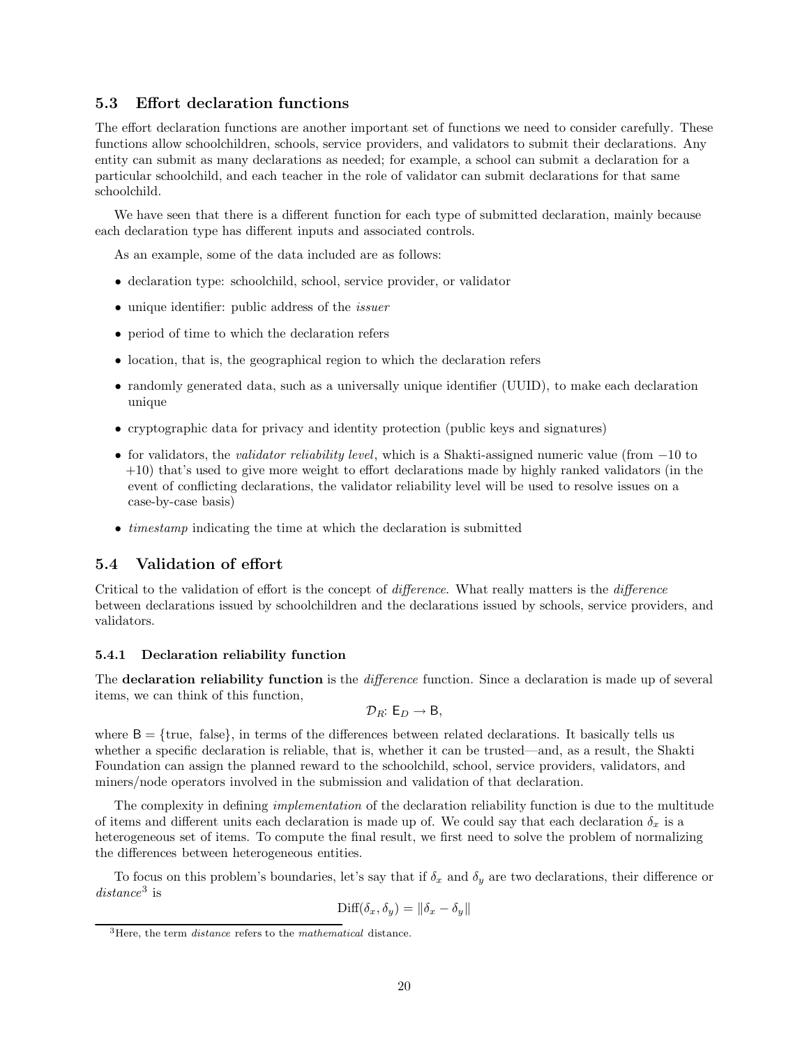### 5.3 Effort declaration functions

The effort declaration functions are another important set of functions we need to consider carefully. These functions allow schoolchildren, schools, service providers, and validators to submit their declarations. Any entity can submit as many declarations as needed; for example, a school can submit a declaration for a particular schoolchild, and each teacher in the role of validator can submit declarations for that same schoolchild.

We have seen that there is a different function for each type of submitted declaration, mainly because each declaration type has different inputs and associated controls.

As an example, some of the data included are as follows:

- declaration type: schoolchild, school, service provider, or validator
- unique identifier: public address of the *issuer*
- period of time to which the declaration refers
- location, that is, the geographical region to which the declaration refers
- randomly generated data, such as a universally unique identifier (UUID), to make each declaration unique
- cryptographic data for privacy and identity protection (public keys and signatures)
- for validators, the *validator reliability level*, which is a Shakti-assigned numeric value (from $-10$ to $+10$) that's used to give more weight to effort declarations made by highly ranked validators (in the event of conflicting declarations, the validator reliability level will be used to resolve issues on a case-by-case basis)
- *timestamp* indicating the time at which the declaration is submitted

### 5.4 Validation of effort

Critical to the validation of effort is the concept of *difference*. What really matters is the *difference* between declarations issued by schoolchildren and the declarations issued by schools, service providers, and validators.

#### 5.4.1 Declaration reliability function

The **declaration reliability function** is the *difference* function. Since a declaration is made up of several items, we can think of this function,

$$\mathcal{D}_R\colon \mathsf{E}_D \to \mathsf{B},$$

where $\mathsf{B} = \{\text{true, false}\}$, in terms of the differences between related declarations. It basically tells us whether a specific declaration is reliable, that is, whether it can be trusted—and, as a result, the Shakti Foundation can assign the planned reward to the schoolchild, school, service providers, validators, and miners/node operators involved in the submission and validation of that declaration.

The complexity in defining *implementation* of the declaration reliability function is due to the multitude of items and different units each declaration is made up of. We could say that each declaration $\delta_x$ is a heterogeneous set of items. To compute the final result, we first need to solve the problem of normalizing the differences between heterogeneous entities.

To focus on this problem's boundaries, let's say that if $\delta_x$ and $\delta_y$ are two declarations, their difference or *distance*[3] is

$$\text{Diff}(\delta_x, \delta_y) = \|\delta_x - \delta_y\|$$

[3]Here, the term *distance* refers to the *mathematical* distance.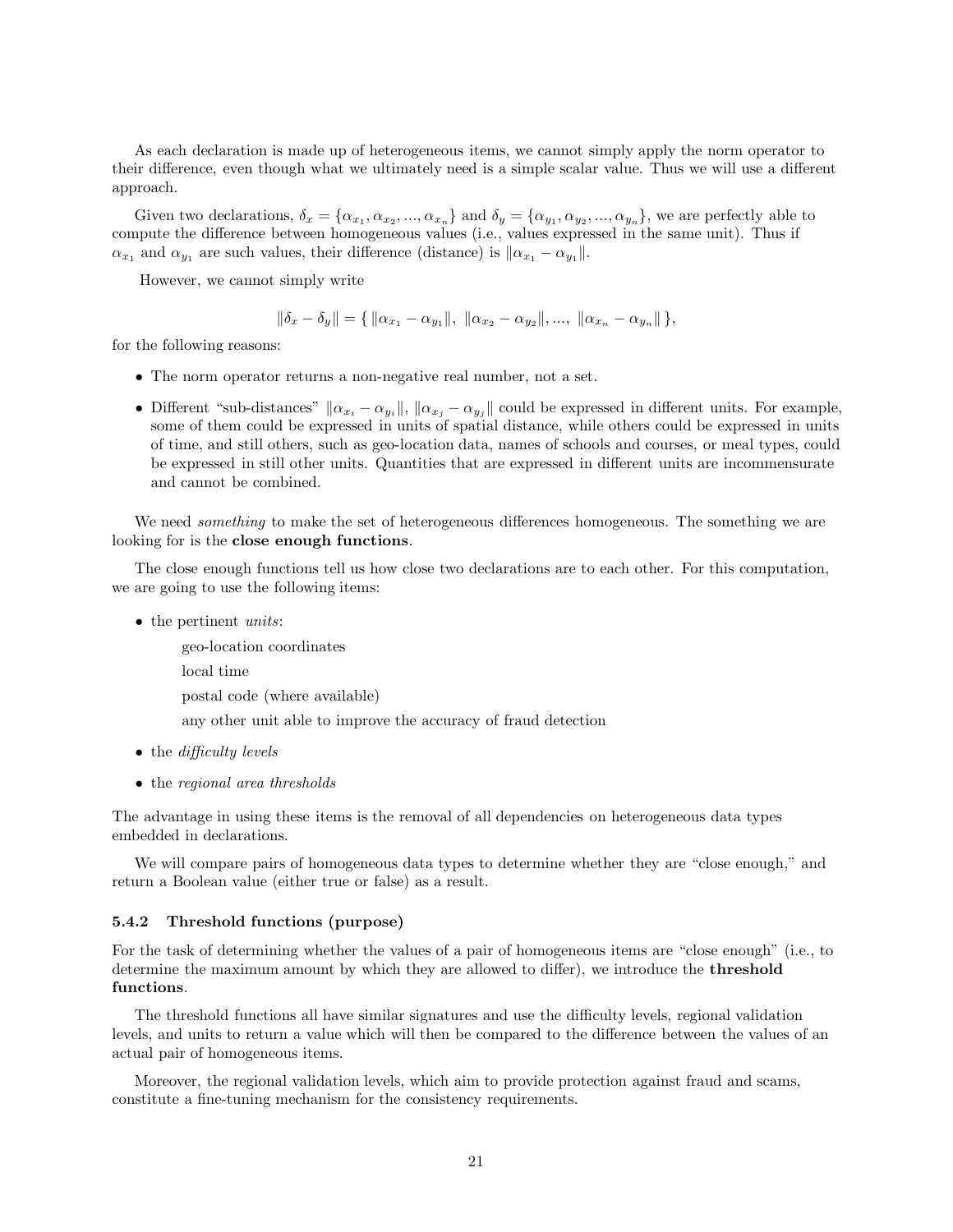As each declaration is made up of heterogeneous items, we cannot simply apply the norm operator to their difference, even though what we ultimately need is a simple scalar value. Thus we will use a different approach.

Given two declarations, $\delta_x = \{\alpha_{x_1}, \alpha_{x_2}, ..., \alpha_{x_n}\}$ and $\delta_y = \{\alpha_{y_1}, \alpha_{y_2}, ..., \alpha_{y_n}\}$, we are perfectly able to compute the difference between homogeneous values (i.e., values expressed in the same unit). Thus if $\alpha_{x_1}$ and $\alpha_{y_1}$ are such values, their difference (distance) is $\|\alpha_{x_1} - \alpha_{y_1}\|$.

However, we cannot simply write

$$\|\delta_x - \delta_y\| = \{\ \|\alpha_{x_1} - \alpha_{y_1}\|,\ \|\alpha_{x_2} - \alpha_{y_2}\|, ...,\ \|\alpha_{x_n} - \alpha_{y_n}\|\ \},$$

for the following reasons:

- The norm operator returns a non-negative real number, not a set.
- Different "sub-distances" $\|\alpha_{x_i} - \alpha_{y_i}\|$, $\|\alpha_{x_j} - \alpha_{y_j}\|$ could be expressed in different units. For example, some of them could be expressed in units of spatial distance, while others could be expressed in units of time, and still others, such as geo-location data, names of schools and courses, or meal types, could be expressed in still other units. Quantities that are expressed in different units are incommensurate and cannot be combined.

We need *something* to make the set of heterogeneous differences homogeneous. The something we are looking for is the **close enough functions**.

The close enough functions tell us how close two declarations are to each other. For this computation, we are going to use the following items:

- the pertinent *units*:

  geo-location coordinates

  local time

  postal code (where available)

  any other unit able to improve the accuracy of fraud detection
- the *difficulty levels*
- the *regional area thresholds*

The advantage in using these items is the removal of all dependencies on heterogeneous data types embedded in declarations.

We will compare pairs of homogeneous data types to determine whether they are "close enough," and return a Boolean value (either true or false) as a result.

### 5.4.2 Threshold functions (purpose)

For the task of determining whether the values of a pair of homogeneous items are "close enough" (i.e., to determine the maximum amount by which they are allowed to differ), we introduce the **threshold functions**.

The threshold functions all have similar signatures and use the difficulty levels, regional validation levels, and units to return a value which will then be compared to the difference between the values of an actual pair of homogeneous items.

Moreover, the regional validation levels, which aim to provide protection against fraud and scams, constitute a fine-tuning mechanism for the consistency requirements.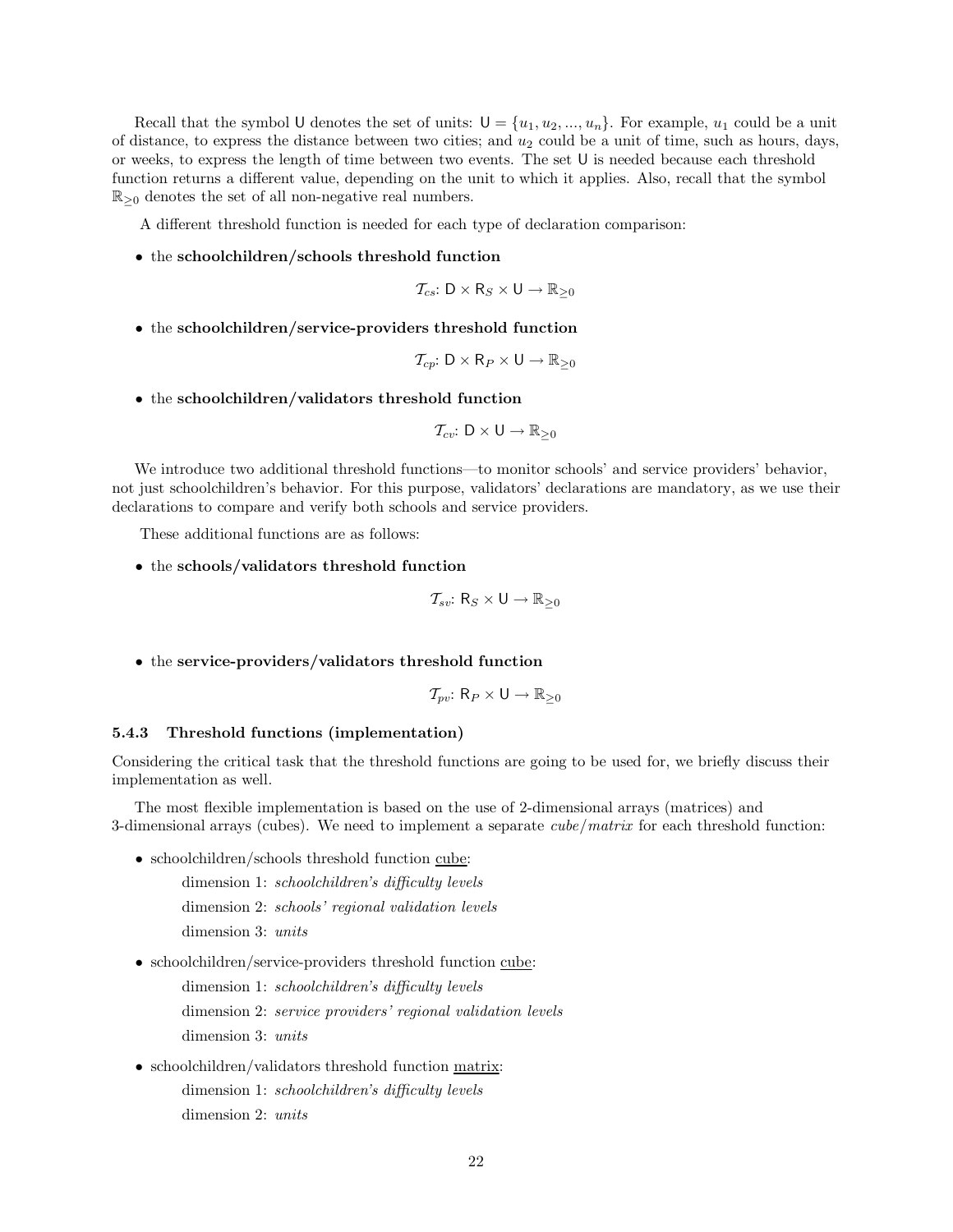Recall that the symbol $\mathsf{U}$ denotes the set of units: $\mathsf{U} = \{u_1, u_2, ..., u_n\}$. For example, $u_1$ could be a unit of distance, to express the distance between two cities; and $u_2$ could be a unit of time, such as hours, days, or weeks, to express the length of time between two events. The set $\mathsf{U}$ is needed because each threshold function returns a different value, depending on the unit to which it applies. Also, recall that the symbol $\mathbb{R}_{\geq 0}$ denotes the set of all non-negative real numbers.

A different threshold function is needed for each type of declaration comparison:

- the **schoolchildren/schools threshold function**

$$\mathcal{T}_{cs}\colon \mathsf{D} \times \mathsf{R}_S \times \mathsf{U} \rightarrow \mathbb{R}_{\geq 0}$$

- the **schoolchildren/service-providers threshold function**

$$\mathcal{T}_{cp}\colon \mathsf{D} \times \mathsf{R}_P \times \mathsf{U} \rightarrow \mathbb{R}_{\geq 0}$$

- the **schoolchildren/validators threshold function**

$$\mathcal{T}_{cv}\colon \mathsf{D} \times \mathsf{U} \rightarrow \mathbb{R}_{\geq 0}$$

We introduce two additional threshold functions—to monitor schools' and service providers' behavior, not just schoolchildren's behavior. For this purpose, validators' declarations are mandatory, as we use their declarations to compare and verify both schools and service providers.

These additional functions are as follows:

- the **schools/validators threshold function**

$$\mathcal{T}_{sv}\colon \mathsf{R}_S \times \mathsf{U} \rightarrow \mathbb{R}_{\geq 0}$$

- the **service-providers/validators threshold function**

$$\mathcal{T}_{pv}\colon \mathsf{R}_P \times \mathsf{U} \rightarrow \mathbb{R}_{\geq 0}$$

### 5.4.3 Threshold functions (implementation)

Considering the critical task that the threshold functions are going to be used for, we briefly discuss their implementation as well.

The most flexible implementation is based on the use of 2-dimensional arrays (matrices) and 3-dimensional arrays (cubes). We need to implement a separate *cube/matrix* for each threshold function:

- schoolchildren/schools threshold function cube:
  - dimension 1: *schoolchildren's difficulty levels*
  - dimension 2: *schools' regional validation levels*
  - dimension 3: *units*
- schoolchildren/service-providers threshold function cube:
  - dimension 1: *schoolchildren's difficulty levels*
  - dimension 2: *service providers' regional validation levels*
  - dimension 3: *units*
- schoolchildren/validators threshold function matrix:
  - dimension 1: *schoolchildren's difficulty levels*
  - dimension 2: *units*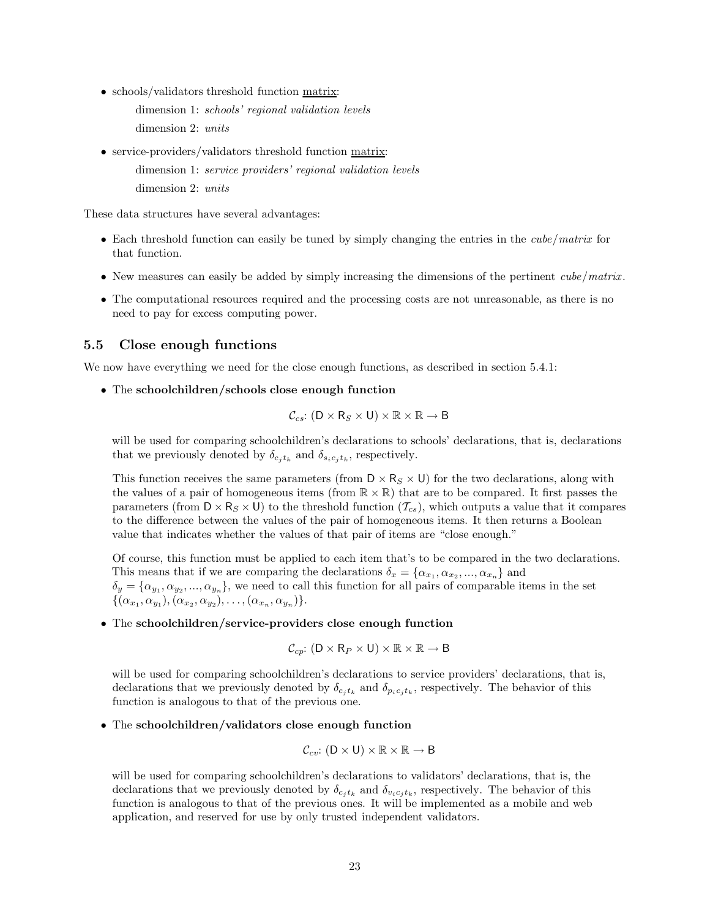- schools/validators threshold function <u>matrix</u>:

  dimension 1: *schools' regional validation levels*

  dimension 2: *units*

- service-providers/validators threshold function <u>matrix</u>:

  dimension 1: *service providers' regional validation levels*

  dimension 2: *units*

These data structures have several advantages:

- Each threshold function can easily be tuned by simply changing the entries in the *cube/matrix* for that function.
- New measures can easily be added by simply increasing the dimensions of the pertinent *cube/matrix*.
- The computational resources required and the processing costs are not unreasonable, as there is no need to pay for excess computing power.

## 5.5 Close enough functions

We now have everything we need for the close enough functions, as described in section 5.4.1:

- The **schoolchildren/schools close enough function**

  $$\mathcal{C}_{cs}\colon (\mathsf{D} \times \mathsf{R}_S \times \mathsf{U}) \times \mathbb{R} \times \mathbb{R} \rightarrow \mathsf{B}$$

  will be used for comparing schoolchildren's declarations to schools' declarations, that is, declarations that we previously denoted by $\delta_{c_j t_k}$ and $\delta_{s_i c_j t_k}$, respectively.

  This function receives the same parameters (from $\mathsf{D} \times \mathsf{R}_S \times \mathsf{U}$) for the two declarations, along with the values of a pair of homogeneous items (from $\mathbb{R} \times \mathbb{R}$) that are to be compared. It first passes the parameters (from $\mathsf{D} \times \mathsf{R}_S \times \mathsf{U}$) to the threshold function ($\mathcal{T}_{cs}$), which outputs a value that it compares to the difference between the values of the pair of homogeneous items. It then returns a Boolean value that indicates whether the values of that pair of items are "close enough."

  Of course, this function must be applied to each item that's to be compared in the two declarations. This means that if we are comparing the declarations $\delta_x = \{\alpha_{x_1}, \alpha_{x_2}, ..., \alpha_{x_n}\}$ and $\delta_y = \{\alpha_{y_1}, \alpha_{y_2}, ..., \alpha_{y_n}\}$, we need to call this function for all pairs of comparable items in the set $\{(\alpha_{x_1}, \alpha_{y_1}), (\alpha_{x_2}, \alpha_{y_2}), \ldots, (\alpha_{x_n}, \alpha_{y_n})\}$.

- The **schoolchildren/service-providers close enough function**

  $$\mathcal{C}_{cp}\colon (\mathsf{D} \times \mathsf{R}_P \times \mathsf{U}) \times \mathbb{R} \times \mathbb{R} \rightarrow \mathsf{B}$$

  will be used for comparing schoolchildren's declarations to service providers' declarations, that is, declarations that we previously denoted by $\delta_{c_j t_k}$ and $\delta_{p_i c_j t_k}$, respectively. The behavior of this function is analogous to that of the previous one.

- The **schoolchildren/validators close enough function**

  $$\mathcal{C}_{cv}\colon (\mathsf{D} \times \mathsf{U}) \times \mathbb{R} \times \mathbb{R} \rightarrow \mathsf{B}$$

  will be used for comparing schoolchildren's declarations to validators' declarations, that is, the declarations that we previously denoted by $\delta_{c_j t_k}$ and $\delta_{v_i c_j t_k}$, respectively. The behavior of this function is analogous to that of the previous ones. It will be implemented as a mobile and web application, and reserved for use by only trusted independent validators.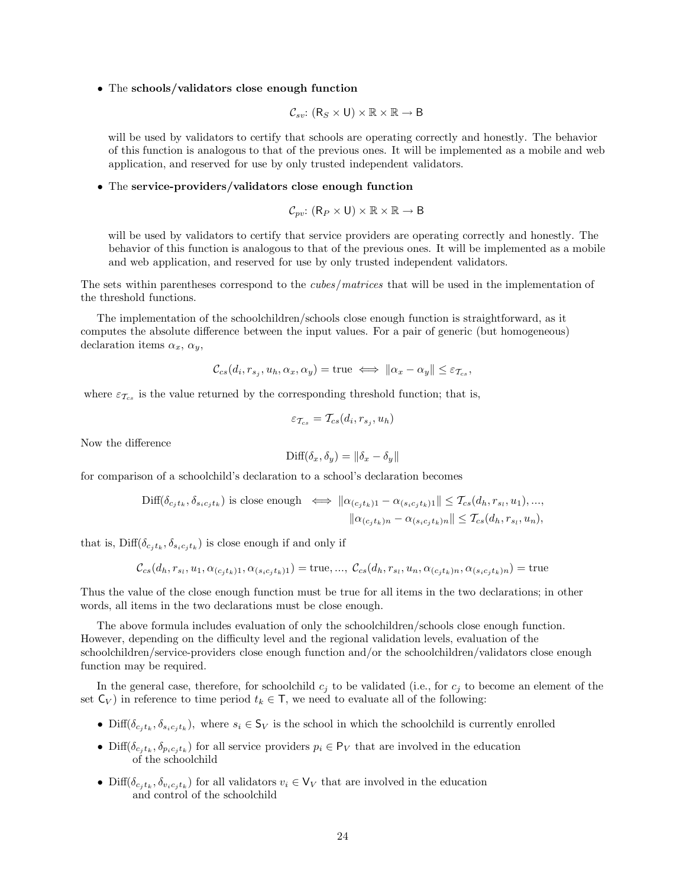- The **schools/validators close enough function**

$$\mathcal{C}_{sv}\colon (\mathsf{R}_S \times \mathsf{U}) \times \mathbb{R} \times \mathbb{R} \rightarrow \mathsf{B}$$

will be used by validators to certify that schools are operating correctly and honestly. The behavior of this function is analogous to that of the previous ones. It will be implemented as a mobile and web application, and reserved for use by only trusted independent validators.

- The **service-providers/validators close enough function**

$$\mathcal{C}_{pv}\colon (\mathsf{R}_P \times \mathsf{U}) \times \mathbb{R} \times \mathbb{R} \rightarrow \mathsf{B}$$

will be used by validators to certify that service providers are operating correctly and honestly. The behavior of this function is analogous to that of the previous ones. It will be implemented as a mobile and web application, and reserved for use by only trusted independent validators.

The sets within parentheses correspond to the *cubes/matrices* that will be used in the implementation of the threshold functions.

The implementation of the schoolchildren/schools close enough function is straightforward, as it computes the absolute difference between the input values. For a pair of generic (but homogeneous) declaration items $\alpha_x$, $\alpha_y$,

$$\mathcal{C}_{cs}(d_i, r_{s_j}, u_h, \alpha_x, \alpha_y) = \text{true} \iff \|\alpha_x - \alpha_y\| \leq \varepsilon_{\mathcal{T}_{cs}},$$

where $\varepsilon_{\mathcal{T}_{cs}}$ is the value returned by the corresponding threshold function; that is,

$$\varepsilon_{\mathcal{T}_{cs}} = \mathcal{T}_{cs}(d_i, r_{s_j}, u_h)$$

Now the difference

$$\text{Diff}(\delta_x, \delta_y) = \|\delta_x - \delta_y\|$$

for comparison of a schoolchild's declaration to a school's declaration becomes

$$\begin{aligned}\text{Diff}(\delta_{c_j t_k}, \delta_{s_i c_j t_k}) \text{ is close enough } \iff & \|\alpha_{(c_j t_k)1} - \alpha_{(s_i c_j t_k)1}\| \leq \mathcal{T}_{cs}(d_h, r_{s_l}, u_1), ..., \\ & \|\alpha_{(c_j t_k)n} - \alpha_{(s_i c_j t_k)n}\| \leq \mathcal{T}_{cs}(d_h, r_{s_l}, u_n),\end{aligned}$$

that is, $\text{Diff}(\delta_{c_j t_k}, \delta_{s_i c_j t_k})$ is close enough if and only if

$$\mathcal{C}_{cs}(d_h, r_{s_l}, u_1, \alpha_{(c_j t_k)1}, \alpha_{(s_i c_j t_k)1}) = \text{true}, ..., \ \mathcal{C}_{cs}(d_h, r_{s_l}, u_n, \alpha_{(c_j t_k)n}, \alpha_{(s_i c_j t_k)n}) = \text{true}$$

Thus the value of the close enough function must be true for all items in the two declarations; in other words, all items in the two declarations must be close enough.

The above formula includes evaluation of only the schoolchildren/schools close enough function. However, depending on the difficulty level and the regional validation levels, evaluation of the schoolchildren/service-providers close enough function and/or the schoolchildren/validators close enough function may be required.

In the general case, therefore, for schoolchild $c_j$ to be validated (i.e., for $c_j$ to become an element of the set $\mathsf{C}_V$) in reference to time period $t_k \in \mathsf{T}$, we need to evaluate all of the following:

- $\text{Diff}(\delta_{c_j t_k}, \delta_{s_i c_j t_k})$, where $s_i \in \mathsf{S}_V$ is the school in which the schoolchild is currently enrolled
- $\text{Diff}(\delta_{c_j t_k}, \delta_{p_i c_j t_k})$ for all service providers $p_i \in \mathsf{P}_V$ that are involved in the education of the schoolchild
- $\text{Diff}(\delta_{c_j t_k}, \delta_{v_i c_j t_k})$ for all validators $v_i \in \mathsf{V}_V$ that are involved in the education and control of the schoolchild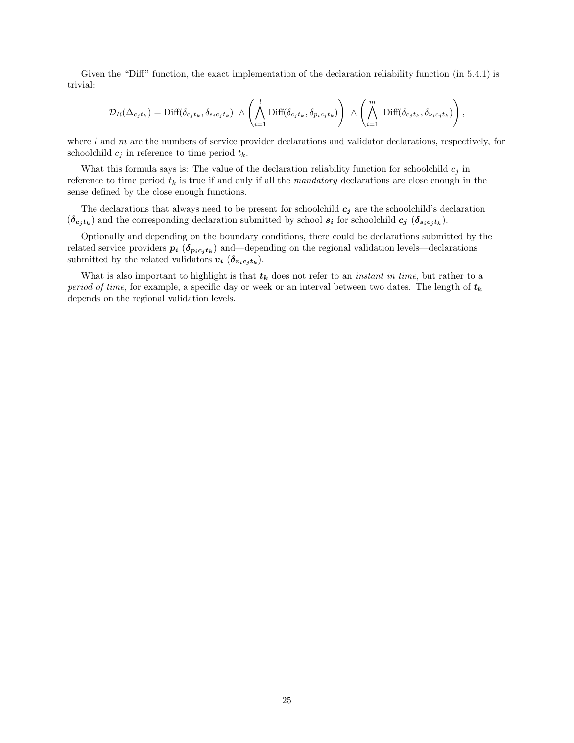Given the “Diff” function, the exact implementation of the declaration reliability function (in 5.4.1) is trivial:

$$\mathcal{D}_R(\Delta_{c_j t_k}) = \mathrm{Diff}(\delta_{c_j t_k}, \delta_{s_i c_j t_k}) \ \wedge \left( \bigwedge_{i=1}^{l} \mathrm{Diff}(\delta_{c_j t_k}, \delta_{p_i c_j t_k}) \right) \ \wedge \left( \bigwedge_{i=1}^{m} \mathrm{Diff}(\delta_{c_j t_k}, \delta_{\nu_i c_j t_k}) \right),$$

where $l$ and $m$ are the numbers of service provider declarations and validator declarations, respectively, for schoolchild $c_j$ in reference to time period $t_k$.

What this formula says is: The value of the declaration reliability function for schoolchild $c_j$ in reference to time period $t_k$ is true if and only if all the *mandatory* declarations are close enough in the sense defined by the close enough functions.

The declarations that always need to be present for schoolchild $\boldsymbol{c_j}$ are the schoolchild’s declaration ($\boldsymbol{\delta_{c_j t_k}}$) and the corresponding declaration submitted by school $\boldsymbol{s_i}$ for schoolchild $\boldsymbol{c_j}$ ($\boldsymbol{\delta_{s_i c_j t_k}}$).

Optionally and depending on the boundary conditions, there could be declarations submitted by the related service providers $\boldsymbol{p_i}$ ($\boldsymbol{\delta_{p_i c_j t_k}}$) and—depending on the regional validation levels—declarations submitted by the related validators $\boldsymbol{v_i}$ ($\boldsymbol{\delta_{v_i c_j t_k}}$).

What is also important to highlight is that $\boldsymbol{t_k}$ does not refer to an *instant in time*, but rather to a *period of time*, for example, a specific day or week or an interval between two dates. The length of $\boldsymbol{t_k}$ depends on the regional validation levels.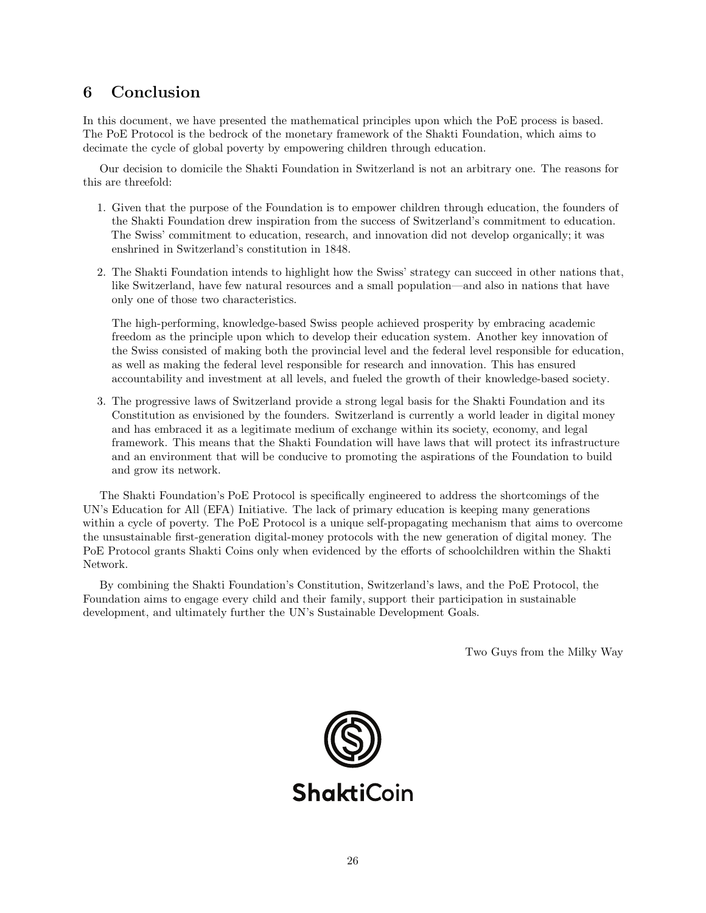## 6 Conclusion

In this document, we have presented the mathematical principles upon which the PoE process is based. The PoE Protocol is the bedrock of the monetary framework of the Shakti Foundation, which aims to decimate the cycle of global poverty by empowering children through education.

Our decision to domicile the Shakti Foundation in Switzerland is not an arbitrary one. The reasons for this are threefold:

1. Given that the purpose of the Foundation is to empower children through education, the founders of the Shakti Foundation drew inspiration from the success of Switzerland's commitment to education. The Swiss' commitment to education, research, and innovation did not develop organically; it was enshrined in Switzerland's constitution in 1848.

2. The Shakti Foundation intends to highlight how the Swiss' strategy can succeed in other nations that, like Switzerland, have few natural resources and a small population—and also in nations that have only one of those two characteristics.

   The high-performing, knowledge-based Swiss people achieved prosperity by embracing academic freedom as the principle upon which to develop their education system. Another key innovation of the Swiss consisted of making both the provincial level and the federal level responsible for education, as well as making the federal level responsible for research and innovation. This has ensured accountability and investment at all levels, and fueled the growth of their knowledge-based society.

3. The progressive laws of Switzerland provide a strong legal basis for the Shakti Foundation and its Constitution as envisioned by the founders. Switzerland is currently a world leader in digital money and has embraced it as a legitimate medium of exchange within its society, economy, and legal framework. This means that the Shakti Foundation will have laws that will protect its infrastructure and an environment that will be conducive to promoting the aspirations of the Foundation to build and grow its network.

The Shakti Foundation's PoE Protocol is specifically engineered to address the shortcomings of the UN's Education for All (EFA) Initiative. The lack of primary education is keeping many generations within a cycle of poverty. The PoE Protocol is a unique self-propagating mechanism that aims to overcome the unsustainable first-generation digital-money protocols with the new generation of digital money. The PoE Protocol grants Shakti Coins only when evidenced by the efforts of schoolchildren within the Shakti Network.

By combining the Shakti Foundation's Constitution, Switzerland's laws, and the PoE Protocol, the Foundation aims to engage every child and their family, support their participation in sustainable development, and ultimately further the UN's Sustainable Development Goals.

Two Guys from the Milky Way

ShaktiCoin